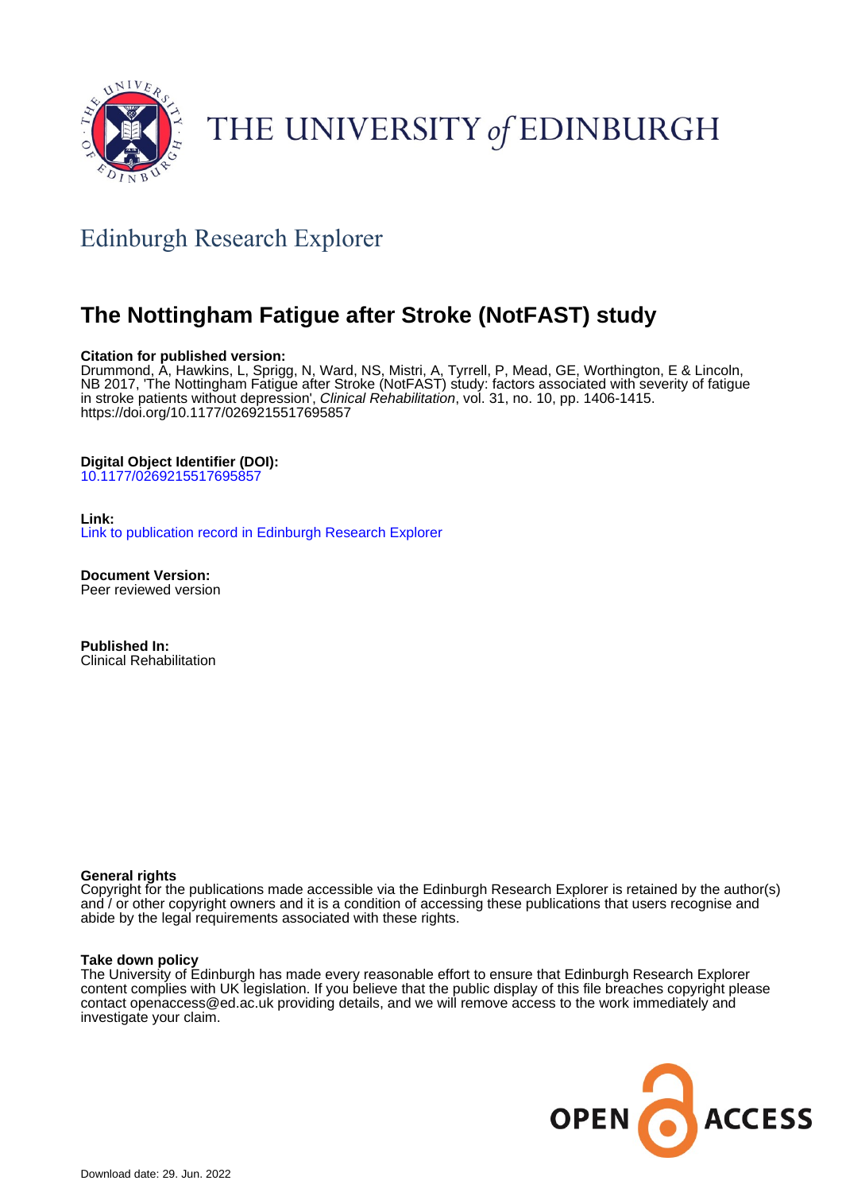THE UNIVERSITY of EDINBURGH

Edinburgh Research Explorer

# The Nottingham Fatigue after Stroke (NotFAST) study

**Citation for published version:**
Drummond, A, Hawkins, L, Sprigg, N, Ward, NS, Mistri, A, Tyrrell, P, Mead, GE, Worthington, E & Lincoln, NB 2017, 'The Nottingham Fatigue after Stroke (NotFAST) study: factors associated with severity of fatigue in stroke patients without depression', *Clinical Rehabilitation*, vol. 31, no. 10, pp. 1406-1415. https://doi.org/10.1177/0269215517695857

**Digital Object Identifier (DOI):**
10.1177/0269215517695857

**Link:**
Link to publication record in Edinburgh Research Explorer

**Document Version:**
Peer reviewed version

**Published In:**
Clinical Rehabilitation

**General rights**
Copyright for the publications made accessible via the Edinburgh Research Explorer is retained by the author(s) and / or other copyright owners and it is a condition of accessing these publications that users recognise and abide by the legal requirements associated with these rights.

**Take down policy**
The University of Edinburgh has made every reasonable effort to ensure that Edinburgh Research Explorer content complies with UK legislation. If you believe that the public display of this file breaches copyright please contact openaccess@ed.ac.uk providing details, and we will remove access to the work immediately and investigate your claim.

OPEN ACCESS

Download date: 29. Jun. 2022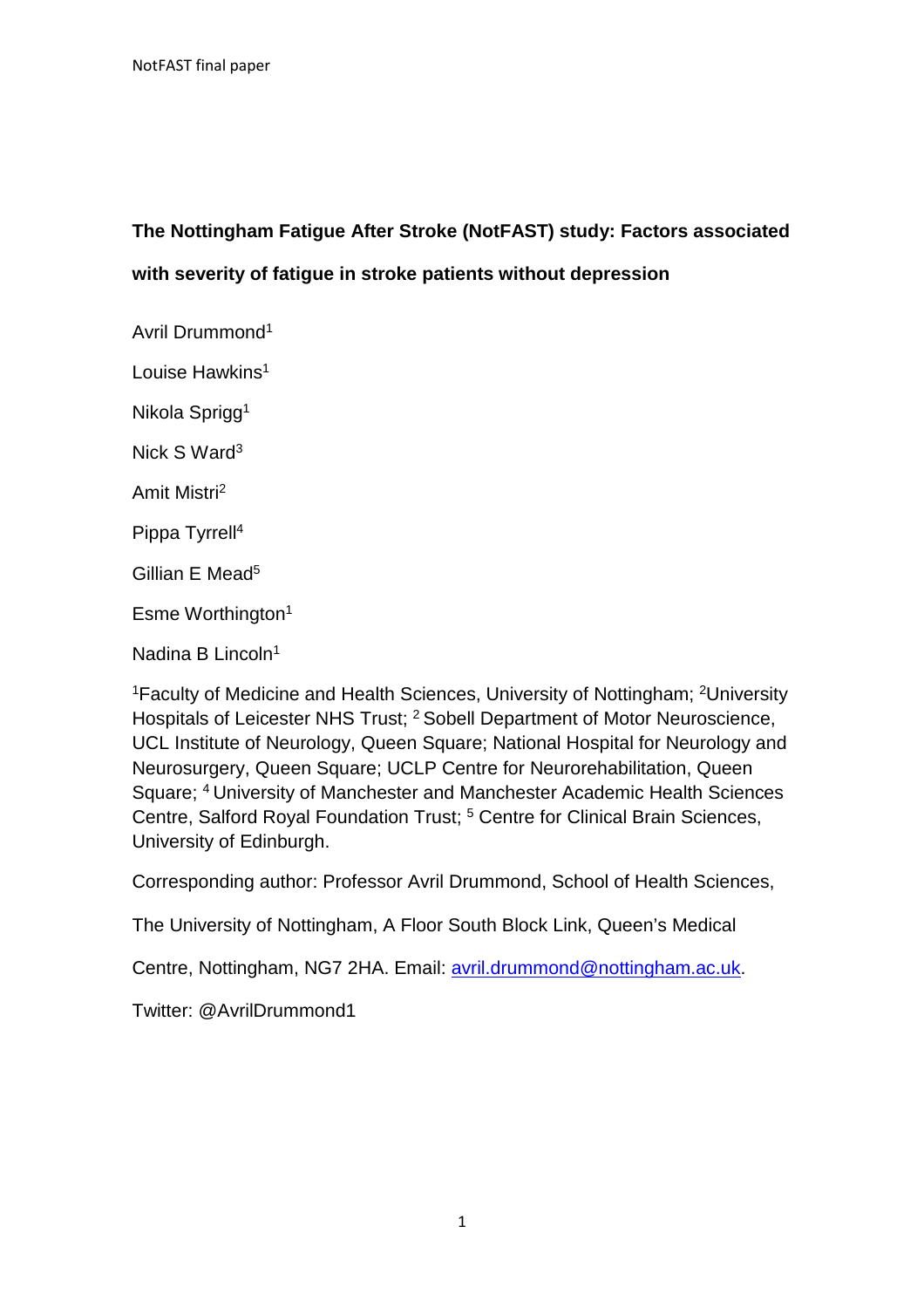**The Nottingham Fatigue After Stroke (NotFAST) study: Factors associated with severity of fatigue in stroke patients without depression**

Avril Drummond[1]

Louise Hawkins[1]

Nikola Sprigg[1]

Nick S Ward[3]

Amit Mistri[2]

Pippa Tyrrell[4]

Gillian E Mead[5]

Esme Worthington[1]

Nadina B Lincoln[1]

[1]Faculty of Medicine and Health Sciences, University of Nottingham; [2]University Hospitals of Leicester NHS Trust; [2] Sobell Department of Motor Neuroscience, UCL Institute of Neurology, Queen Square; National Hospital for Neurology and Neurosurgery, Queen Square; UCLP Centre for Neurorehabilitation, Queen Square; [4] University of Manchester and Manchester Academic Health Sciences Centre, Salford Royal Foundation Trust; [5] Centre for Clinical Brain Sciences, University of Edinburgh.

Corresponding author: Professor Avril Drummond, School of Health Sciences,

The University of Nottingham, A Floor South Block Link, Queen's Medical

Centre, Nottingham, NG7 2HA. Email: avril.drummond@nottingham.ac.uk.

Twitter: @AvrilDrummond1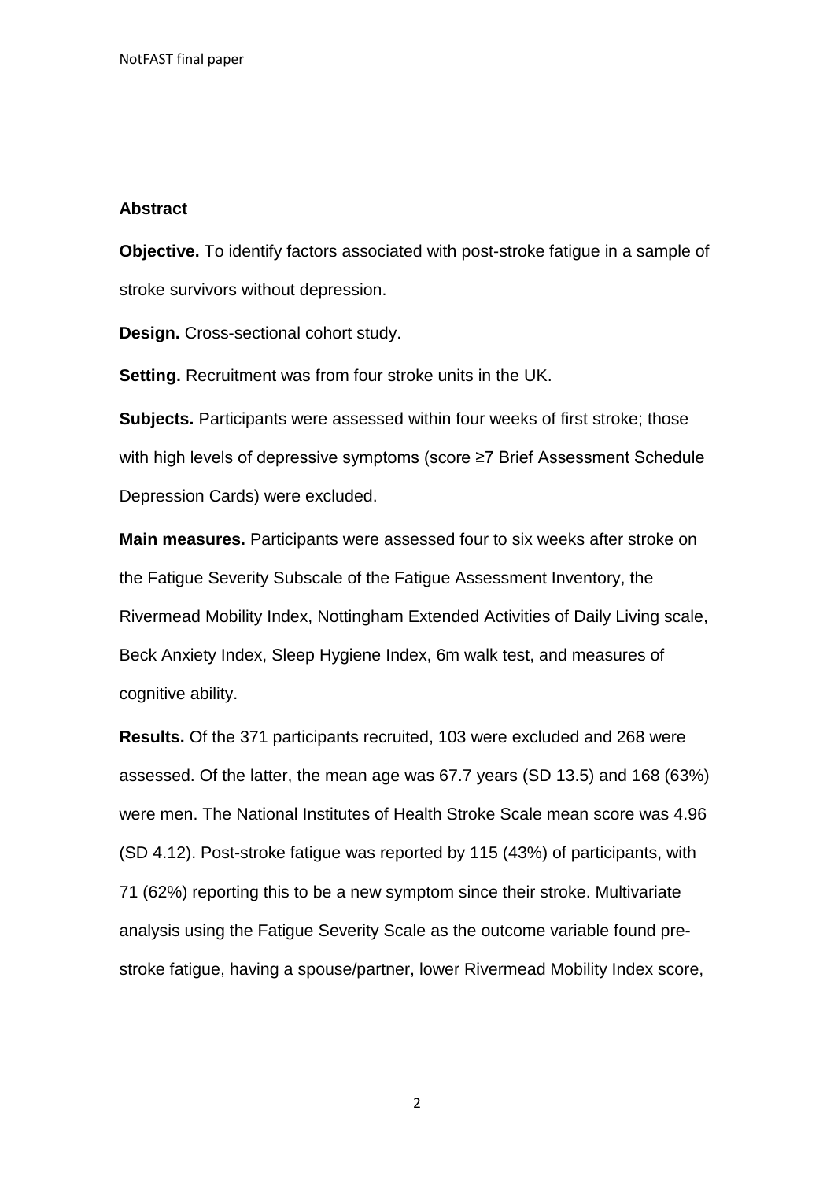### Abstract

**Objective.** To identify factors associated with post-stroke fatigue in a sample of stroke survivors without depression.

**Design.** Cross-sectional cohort study.

**Setting.** Recruitment was from four stroke units in the UK.

**Subjects.** Participants were assessed within four weeks of first stroke; those with high levels of depressive symptoms (score ≥7 Brief Assessment Schedule Depression Cards) were excluded.

**Main measures.** Participants were assessed four to six weeks after stroke on the Fatigue Severity Subscale of the Fatigue Assessment Inventory, the Rivermead Mobility Index, Nottingham Extended Activities of Daily Living scale, Beck Anxiety Index, Sleep Hygiene Index, 6m walk test, and measures of cognitive ability.

**Results.** Of the 371 participants recruited, 103 were excluded and 268 were assessed. Of the latter, the mean age was 67.7 years (SD 13.5) and 168 (63%) were men. The National Institutes of Health Stroke Scale mean score was 4.96 (SD 4.12). Post-stroke fatigue was reported by 115 (43%) of participants, with 71 (62%) reporting this to be a new symptom since their stroke. Multivariate analysis using the Fatigue Severity Scale as the outcome variable found pre-stroke fatigue, having a spouse/partner, lower Rivermead Mobility Index score,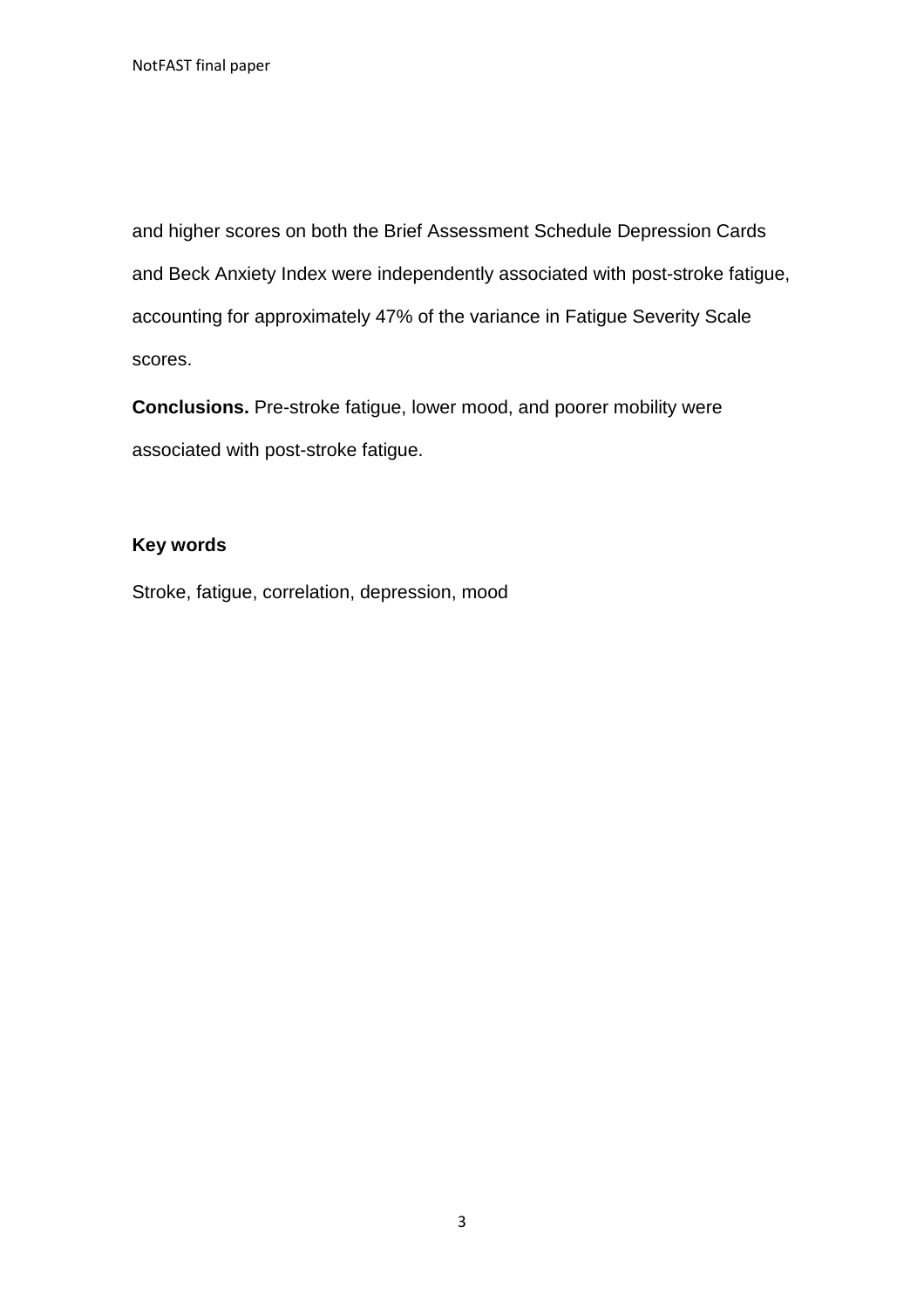and higher scores on both the Brief Assessment Schedule Depression Cards and Beck Anxiety Index were independently associated with post-stroke fatigue, accounting for approximately 47% of the variance in Fatigue Severity Scale scores.

**Conclusions.** Pre-stroke fatigue, lower mood, and poorer mobility were associated with post-stroke fatigue.

**Key words**

Stroke, fatigue, correlation, depression, mood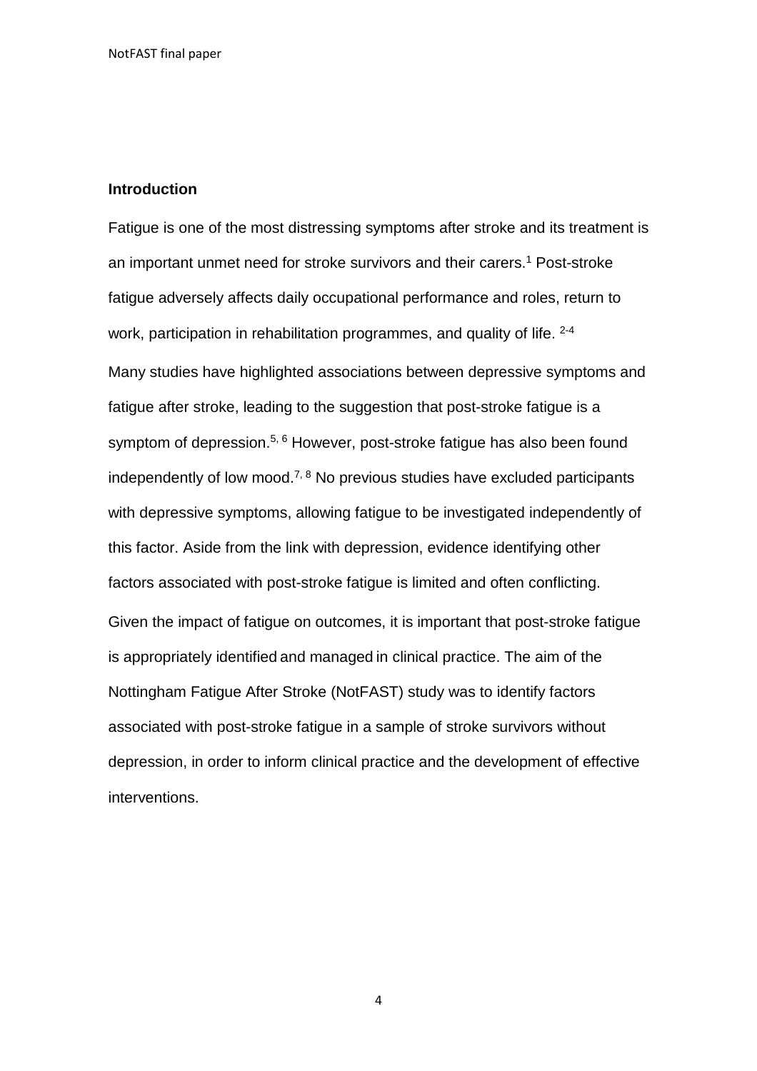## Introduction

Fatigue is one of the most distressing symptoms after stroke and its treatment is an important unmet need for stroke survivors and their carers.[1] Post-stroke fatigue adversely affects daily occupational performance and roles, return to work, participation in rehabilitation programmes, and quality of life. [2-4]

Many studies have highlighted associations between depressive symptoms and fatigue after stroke, leading to the suggestion that post-stroke fatigue is a symptom of depression.[5, 6] However, post-stroke fatigue has also been found independently of low mood.[7, 8] No previous studies have excluded participants with depressive symptoms, allowing fatigue to be investigated independently of this factor. Aside from the link with depression, evidence identifying other factors associated with post-stroke fatigue is limited and often conflicting.

Given the impact of fatigue on outcomes, it is important that post-stroke fatigue is appropriately identified and managed in clinical practice. The aim of the Nottingham Fatigue After Stroke (NotFAST) study was to identify factors associated with post-stroke fatigue in a sample of stroke survivors without depression, in order to inform clinical practice and the development of effective interventions.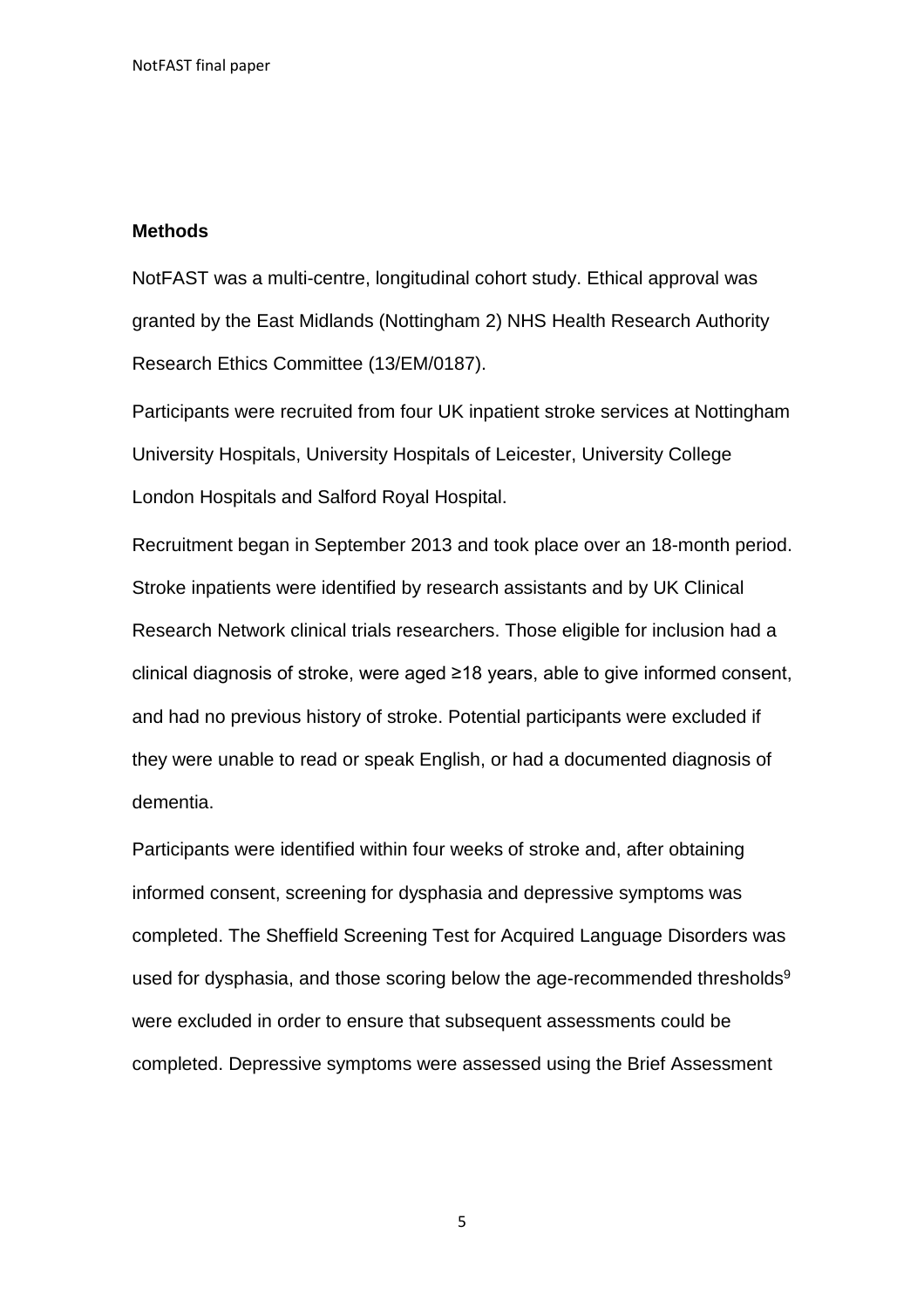## Methods

NotFAST was a multi-centre, longitudinal cohort study. Ethical approval was granted by the East Midlands (Nottingham 2) NHS Health Research Authority Research Ethics Committee (13/EM/0187).

Participants were recruited from four UK inpatient stroke services at Nottingham University Hospitals, University Hospitals of Leicester, University College London Hospitals and Salford Royal Hospital.

Recruitment began in September 2013 and took place over an 18-month period. Stroke inpatients were identified by research assistants and by UK Clinical Research Network clinical trials researchers. Those eligible for inclusion had a clinical diagnosis of stroke, were aged ≥18 years, able to give informed consent, and had no previous history of stroke. Potential participants were excluded if they were unable to read or speak English, or had a documented diagnosis of dementia.

Participants were identified within four weeks of stroke and, after obtaining informed consent, screening for dysphasia and depressive symptoms was completed. The Sheffield Screening Test for Acquired Language Disorders was used for dysphasia, and those scoring below the age-recommended thresholds[9] were excluded in order to ensure that subsequent assessments could be completed. Depressive symptoms were assessed using the Brief Assessment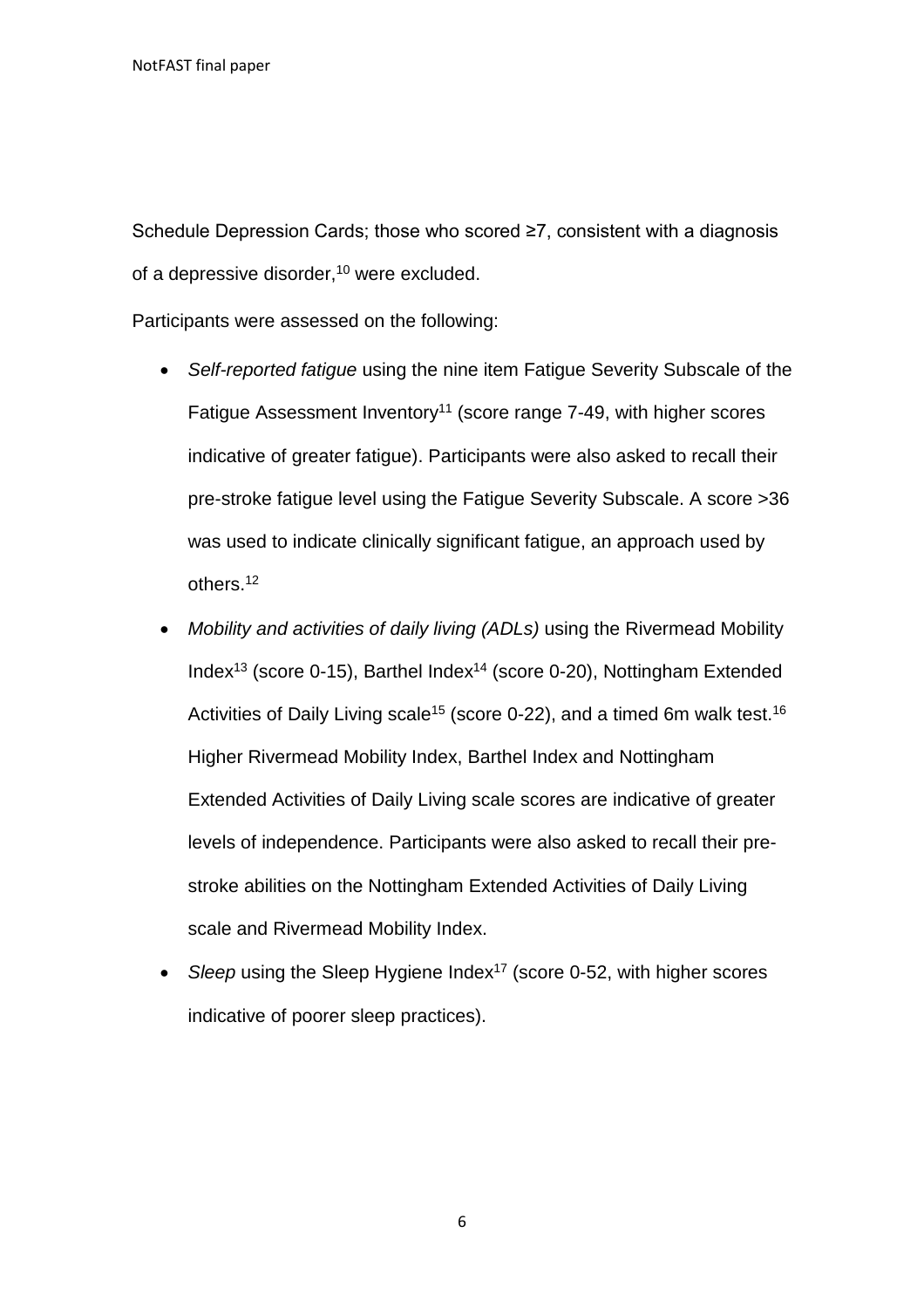Schedule Depression Cards; those who scored ≥7, consistent with a diagnosis of a depressive disorder,[10] were excluded.

Participants were assessed on the following:

- *Self-reported fatigue* using the nine item Fatigue Severity Subscale of the Fatigue Assessment Inventory[11] (score range 7-49, with higher scores indicative of greater fatigue). Participants were also asked to recall their pre-stroke fatigue level using the Fatigue Severity Subscale. A score >36 was used to indicate clinically significant fatigue, an approach used by others.[12]
- *Mobility and activities of daily living (ADLs)* using the Rivermead Mobility Index[13] (score 0-15), Barthel Index[14] (score 0-20), Nottingham Extended Activities of Daily Living scale[15] (score 0-22), and a timed 6m walk test.[16] Higher Rivermead Mobility Index, Barthel Index and Nottingham Extended Activities of Daily Living scale scores are indicative of greater levels of independence. Participants were also asked to recall their pre-stroke abilities on the Nottingham Extended Activities of Daily Living scale and Rivermead Mobility Index.
- *Sleep* using the Sleep Hygiene Index[17] (score 0-52, with higher scores indicative of poorer sleep practices).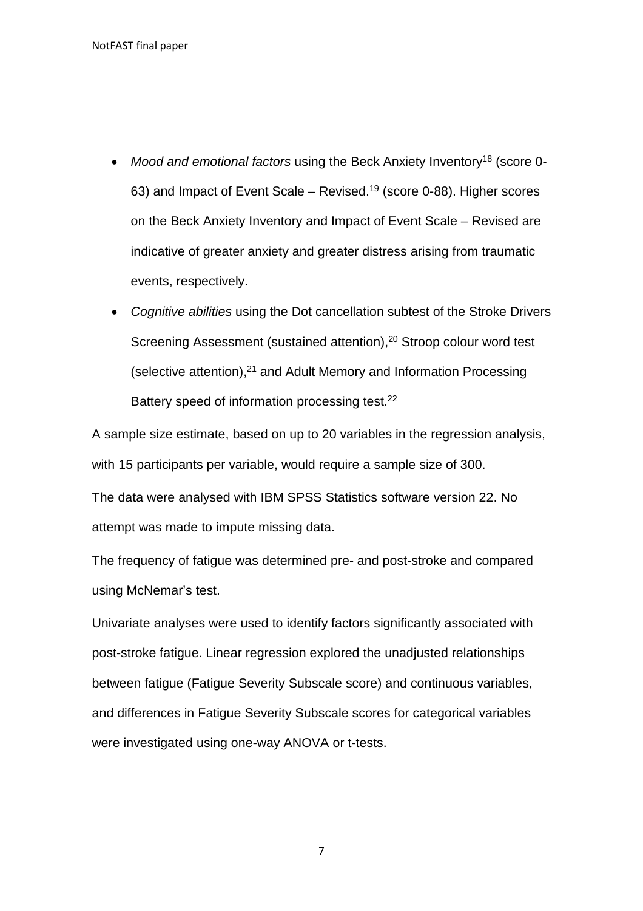- *Mood and emotional factors* using the Beck Anxiety Inventory[18] (score 0-63) and Impact of Event Scale – Revised.[19] (score 0-88). Higher scores on the Beck Anxiety Inventory and Impact of Event Scale – Revised are indicative of greater anxiety and greater distress arising from traumatic events, respectively.
- *Cognitive abilities* using the Dot cancellation subtest of the Stroke Drivers Screening Assessment (sustained attention),[20] Stroop colour word test (selective attention),[21] and Adult Memory and Information Processing Battery speed of information processing test.[22]

A sample size estimate, based on up to 20 variables in the regression analysis, with 15 participants per variable, would require a sample size of 300.

The data were analysed with IBM SPSS Statistics software version 22. No attempt was made to impute missing data.

The frequency of fatigue was determined pre- and post-stroke and compared using McNemar's test.

Univariate analyses were used to identify factors significantly associated with post-stroke fatigue. Linear regression explored the unadjusted relationships between fatigue (Fatigue Severity Subscale score) and continuous variables, and differences in Fatigue Severity Subscale scores for categorical variables were investigated using one-way ANOVA or t-tests.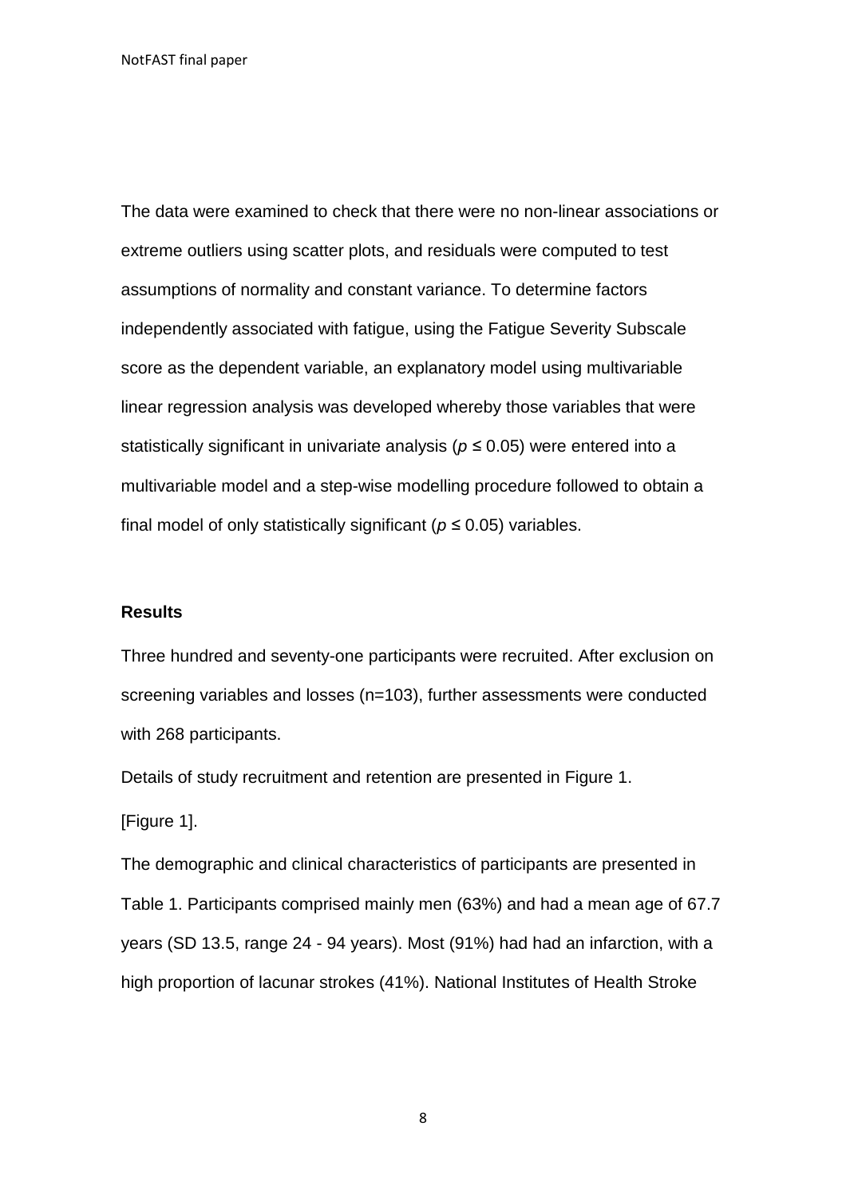The data were examined to check that there were no non-linear associations or extreme outliers using scatter plots, and residuals were computed to test assumptions of normality and constant variance. To determine factors independently associated with fatigue, using the Fatigue Severity Subscale score as the dependent variable, an explanatory model using multivariable linear regression analysis was developed whereby those variables that were statistically significant in univariate analysis ($p \leq 0.05$) were entered into a multivariable model and a step-wise modelling procedure followed to obtain a final model of only statistically significant ($p \leq 0.05$) variables.

## Results

Three hundred and seventy-one participants were recruited. After exclusion on screening variables and losses (n=103), further assessments were conducted with 268 participants.

Details of study recruitment and retention are presented in Figure 1.

[Figure 1].

The demographic and clinical characteristics of participants are presented in Table 1. Participants comprised mainly men (63%) and had a mean age of 67.7 years (SD 13.5, range 24 - 94 years). Most (91%) had had an infarction, with a high proportion of lacunar strokes (41%). National Institutes of Health Stroke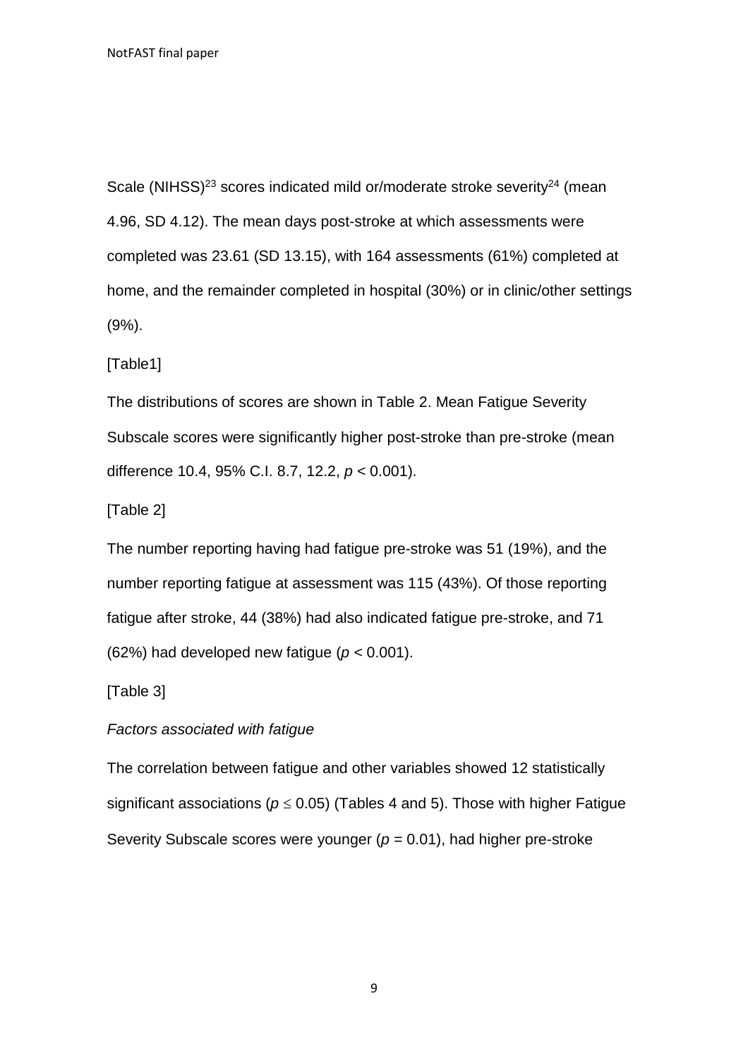Scale (NIHSS)[23] scores indicated mild or/moderate stroke severity[24] (mean 4.96, SD 4.12). The mean days post-stroke at which assessments were completed was 23.61 (SD 13.15), with 164 assessments (61%) completed at home, and the remainder completed in hospital (30%) or in clinic/other settings (9%).

[Table1]

The distributions of scores are shown in Table 2. Mean Fatigue Severity Subscale scores were significantly higher post-stroke than pre-stroke (mean difference 10.4, 95% C.I. 8.7, 12.2, $p < 0.001$).

[Table 2]

The number reporting having had fatigue pre-stroke was 51 (19%), and the number reporting fatigue at assessment was 115 (43%). Of those reporting fatigue after stroke, 44 (38%) had also indicated fatigue pre-stroke, and 71 (62%) had developed new fatigue ($p < 0.001$).

[Table 3]

*Factors associated with fatigue*

The correlation between fatigue and other variables showed 12 statistically significant associations ($p \leq 0.05$) (Tables 4 and 5). Those with higher Fatigue Severity Subscale scores were younger ($p = 0.01$), had higher pre-stroke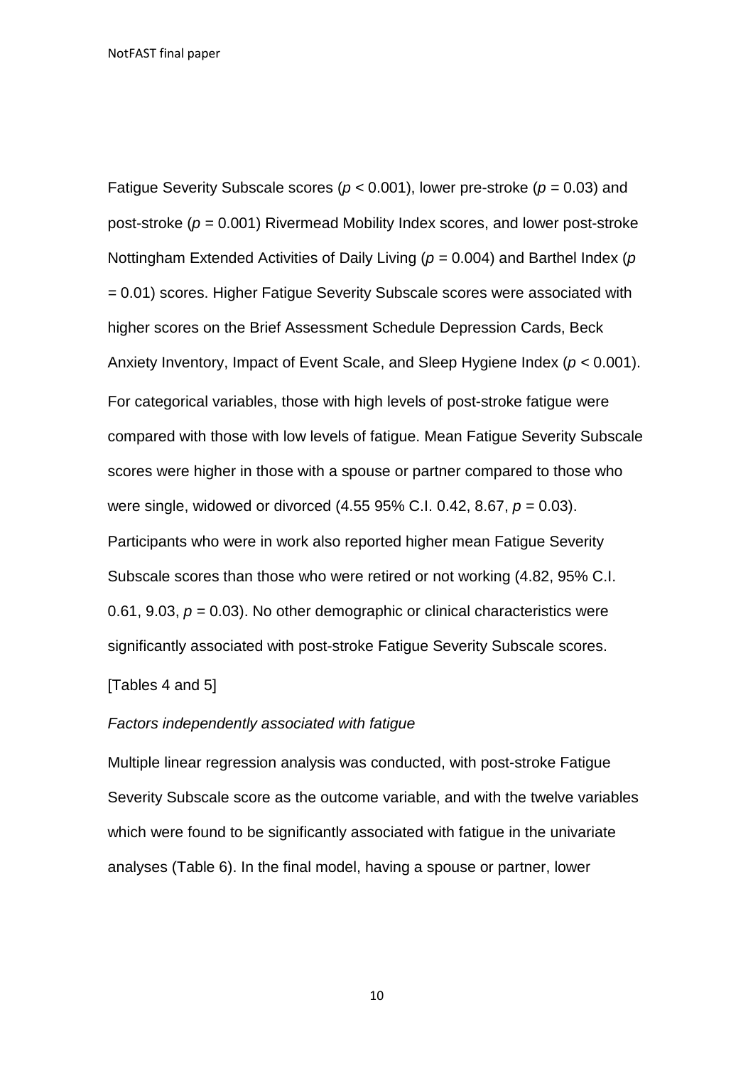Fatigue Severity Subscale scores ($p < 0.001$), lower pre-stroke ($p = 0.03$) and post-stroke ($p = 0.001$) Rivermead Mobility Index scores, and lower post-stroke Nottingham Extended Activities of Daily Living ($p = 0.004$) and Barthel Index ($p = 0.01$) scores. Higher Fatigue Severity Subscale scores were associated with higher scores on the Brief Assessment Schedule Depression Cards, Beck Anxiety Inventory, Impact of Event Scale, and Sleep Hygiene Index ($p < 0.001$).

For categorical variables, those with high levels of post-stroke fatigue were compared with those with low levels of fatigue. Mean Fatigue Severity Subscale scores were higher in those with a spouse or partner compared to those who were single, widowed or divorced (4.55 95% C.I. 0.42, 8.67, $p = 0.03$). Participants who were in work also reported higher mean Fatigue Severity Subscale scores than those who were retired or not working (4.82, 95% C.I. 0.61, 9.03, $p = 0.03$). No other demographic or clinical characteristics were significantly associated with post-stroke Fatigue Severity Subscale scores.

[Tables 4 and 5]

*Factors independently associated with fatigue*

Multiple linear regression analysis was conducted, with post-stroke Fatigue Severity Subscale score as the outcome variable, and with the twelve variables which were found to be significantly associated with fatigue in the univariate analyses (Table 6). In the final model, having a spouse or partner, lower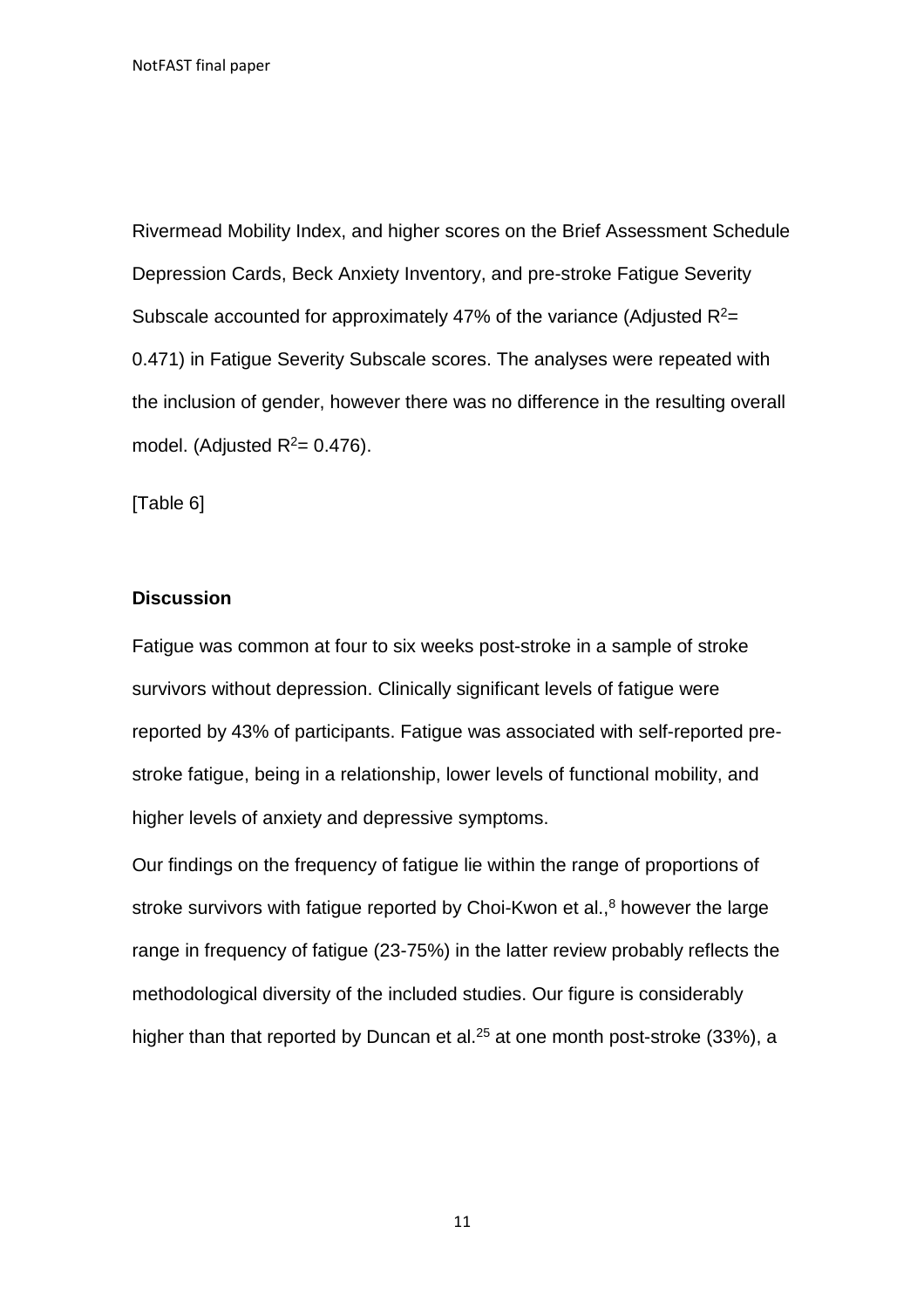Rivermead Mobility Index, and higher scores on the Brief Assessment Schedule Depression Cards, Beck Anxiety Inventory, and pre-stroke Fatigue Severity Subscale accounted for approximately 47% of the variance (Adjusted $R^2$= 0.471) in Fatigue Severity Subscale scores. The analyses were repeated with the inclusion of gender, however there was no difference in the resulting overall model. (Adjusted $R^2$= 0.476).

[Table 6]

**Discussion**

Fatigue was common at four to six weeks post-stroke in a sample of stroke survivors without depression. Clinically significant levels of fatigue were reported by 43% of participants. Fatigue was associated with self-reported pre-stroke fatigue, being in a relationship, lower levels of functional mobility, and higher levels of anxiety and depressive symptoms.

Our findings on the frequency of fatigue lie within the range of proportions of stroke survivors with fatigue reported by Choi-Kwon et al.,[8] however the large range in frequency of fatigue (23-75%) in the latter review probably reflects the methodological diversity of the included studies. Our figure is considerably higher than that reported by Duncan et al.[25] at one month post-stroke (33%), a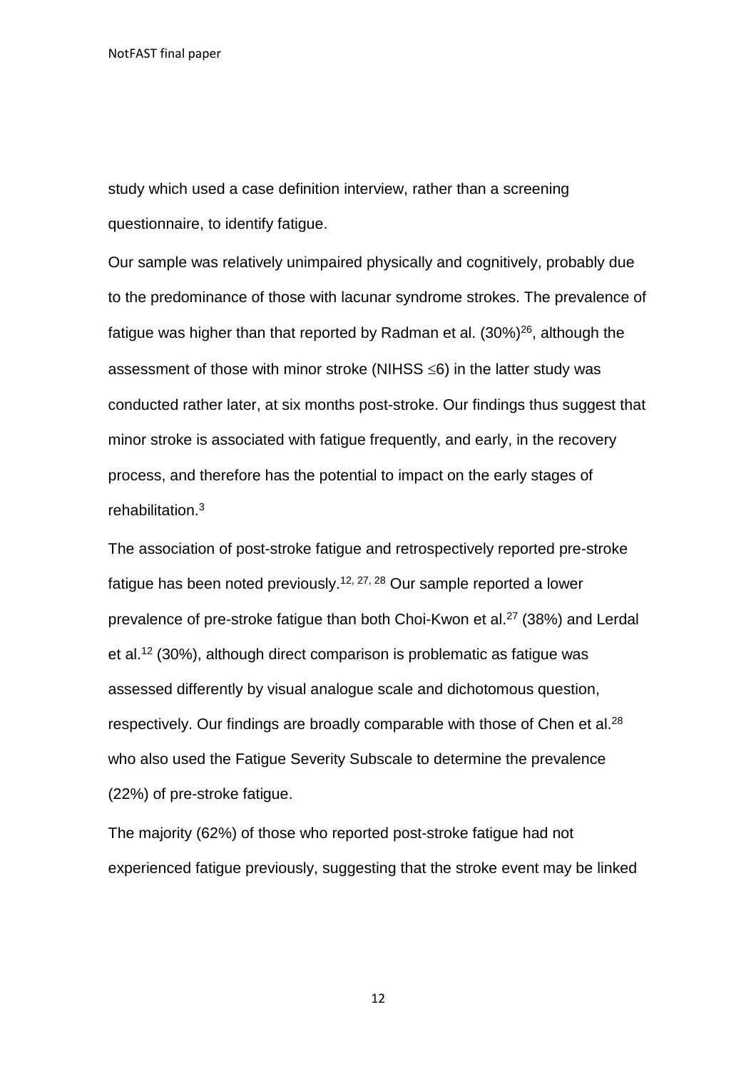study which used a case definition interview, rather than a screening questionnaire, to identify fatigue.

Our sample was relatively unimpaired physically and cognitively, probably due to the predominance of those with lacunar syndrome strokes. The prevalence of fatigue was higher than that reported by Radman et al. (30%)[26], although the assessment of those with minor stroke (NIHSS $\leq$6) in the latter study was conducted rather later, at six months post-stroke. Our findings thus suggest that minor stroke is associated with fatigue frequently, and early, in the recovery process, and therefore has the potential to impact on the early stages of rehabilitation.[3]

The association of post-stroke fatigue and retrospectively reported pre-stroke fatigue has been noted previously.[12, 27, 28] Our sample reported a lower prevalence of pre-stroke fatigue than both Choi-Kwon et al.[27] (38%) and Lerdal et al.[12] (30%), although direct comparison is problematic as fatigue was assessed differently by visual analogue scale and dichotomous question, respectively. Our findings are broadly comparable with those of Chen et al.[28] who also used the Fatigue Severity Subscale to determine the prevalence (22%) of pre-stroke fatigue.

The majority (62%) of those who reported post-stroke fatigue had not experienced fatigue previously, suggesting that the stroke event may be linked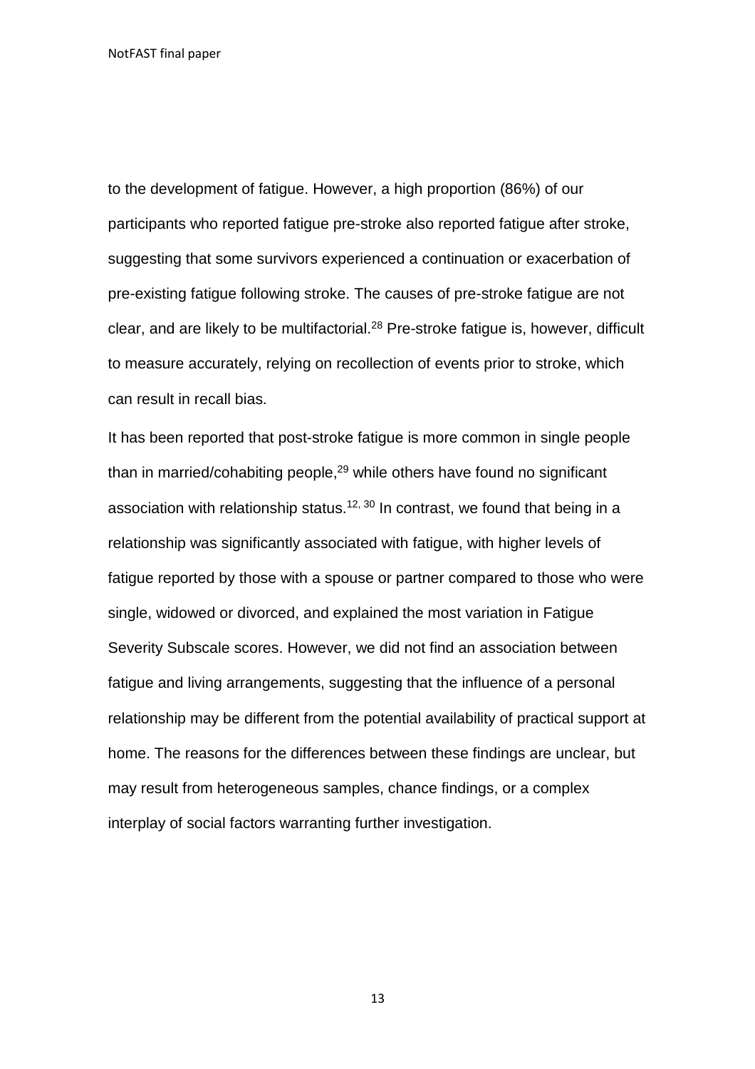to the development of fatigue. However, a high proportion (86%) of our participants who reported fatigue pre-stroke also reported fatigue after stroke, suggesting that some survivors experienced a continuation or exacerbation of pre-existing fatigue following stroke. The causes of pre-stroke fatigue are not clear, and are likely to be multifactorial.[28] Pre-stroke fatigue is, however, difficult to measure accurately, relying on recollection of events prior to stroke, which can result in recall bias.

It has been reported that post-stroke fatigue is more common in single people than in married/cohabiting people,[29] while others have found no significant association with relationship status.[12, 30] In contrast, we found that being in a relationship was significantly associated with fatigue, with higher levels of fatigue reported by those with a spouse or partner compared to those who were single, widowed or divorced, and explained the most variation in Fatigue Severity Subscale scores. However, we did not find an association between fatigue and living arrangements, suggesting that the influence of a personal relationship may be different from the potential availability of practical support at home. The reasons for the differences between these findings are unclear, but may result from heterogeneous samples, chance findings, or a complex interplay of social factors warranting further investigation.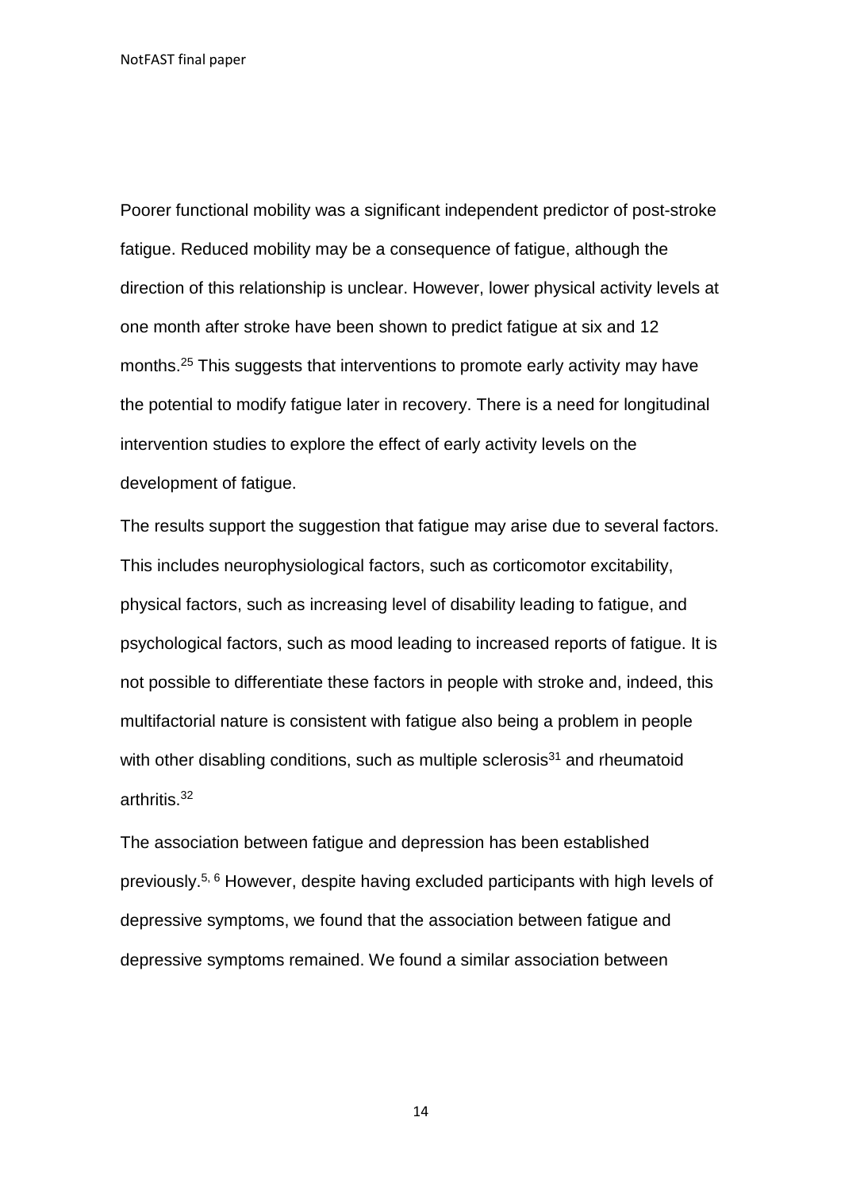Poorer functional mobility was a significant independent predictor of post-stroke fatigue. Reduced mobility may be a consequence of fatigue, although the direction of this relationship is unclear. However, lower physical activity levels at one month after stroke have been shown to predict fatigue at six and 12 months.[25] This suggests that interventions to promote early activity may have the potential to modify fatigue later in recovery. There is a need for longitudinal intervention studies to explore the effect of early activity levels on the development of fatigue.

The results support the suggestion that fatigue may arise due to several factors. This includes neurophysiological factors, such as corticomotor excitability, physical factors, such as increasing level of disability leading to fatigue, and psychological factors, such as mood leading to increased reports of fatigue. It is not possible to differentiate these factors in people with stroke and, indeed, this multifactorial nature is consistent with fatigue also being a problem in people with other disabling conditions, such as multiple sclerosis[31] and rheumatoid arthritis.[32]

The association between fatigue and depression has been established previously.[5, 6] However, despite having excluded participants with high levels of depressive symptoms, we found that the association between fatigue and depressive symptoms remained. We found a similar association between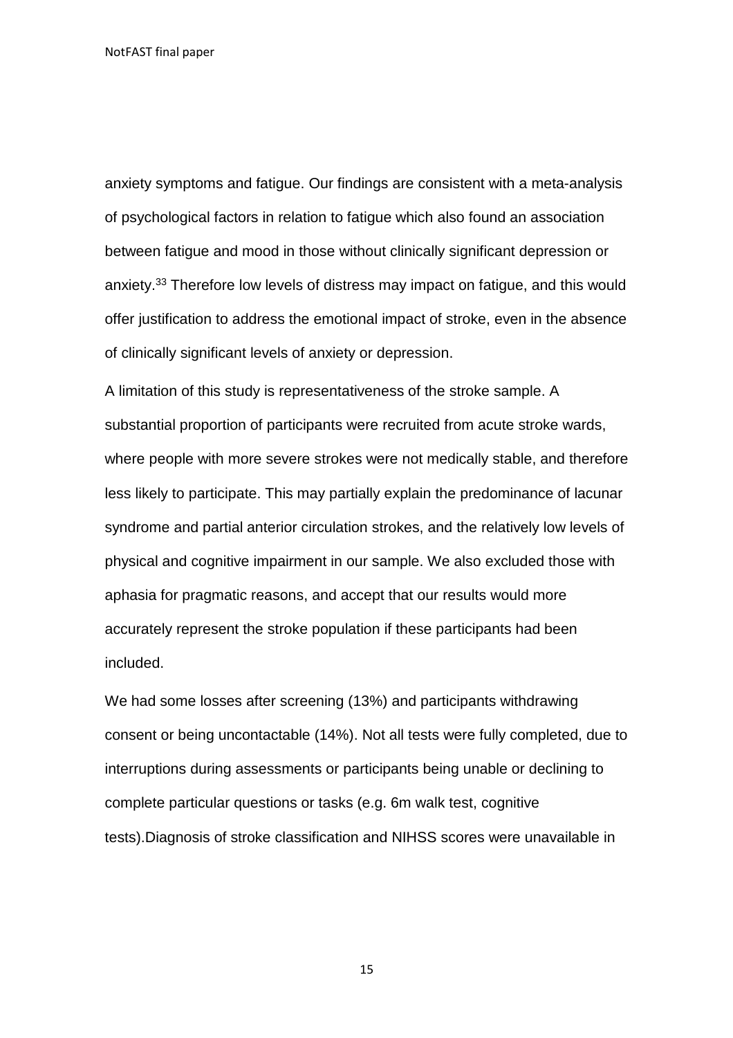anxiety symptoms and fatigue. Our findings are consistent with a meta-analysis of psychological factors in relation to fatigue which also found an association between fatigue and mood in those without clinically significant depression or anxiety.[33] Therefore low levels of distress may impact on fatigue, and this would offer justification to address the emotional impact of stroke, even in the absence of clinically significant levels of anxiety or depression.

A limitation of this study is representativeness of the stroke sample. A substantial proportion of participants were recruited from acute stroke wards, where people with more severe strokes were not medically stable, and therefore less likely to participate. This may partially explain the predominance of lacunar syndrome and partial anterior circulation strokes, and the relatively low levels of physical and cognitive impairment in our sample. We also excluded those with aphasia for pragmatic reasons, and accept that our results would more accurately represent the stroke population if these participants had been included.

We had some losses after screening (13%) and participants withdrawing consent or being uncontactable (14%). Not all tests were fully completed, due to interruptions during assessments or participants being unable or declining to complete particular questions or tasks (e.g. 6m walk test, cognitive tests).Diagnosis of stroke classification and NIHSS scores were unavailable in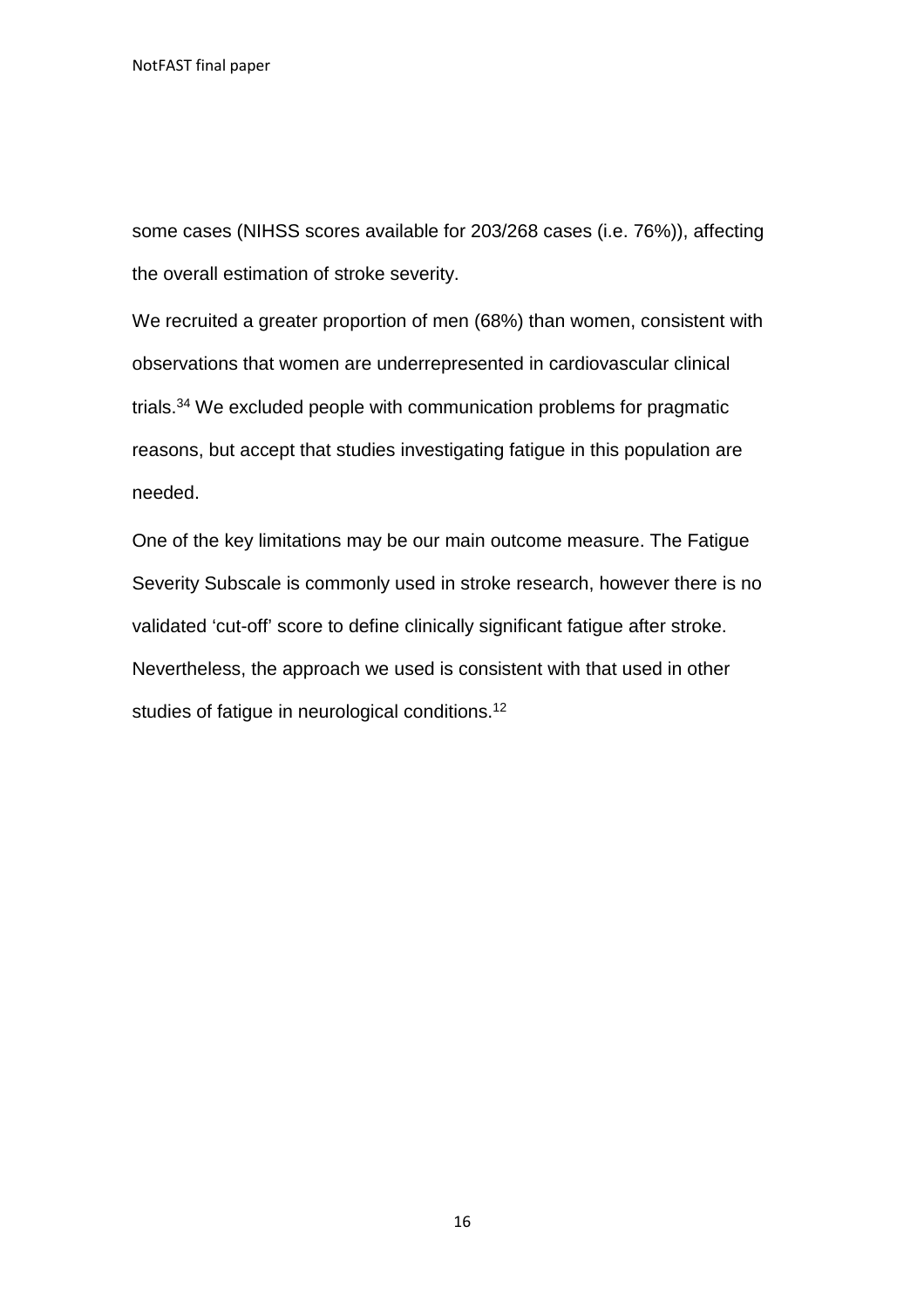some cases (NIHSS scores available for 203/268 cases (i.e. 76%)), affecting the overall estimation of stroke severity.

We recruited a greater proportion of men (68%) than women, consistent with observations that women are underrepresented in cardiovascular clinical trials.[34] We excluded people with communication problems for pragmatic reasons, but accept that studies investigating fatigue in this population are needed.

One of the key limitations may be our main outcome measure. The Fatigue Severity Subscale is commonly used in stroke research, however there is no validated 'cut-off' score to define clinically significant fatigue after stroke. Nevertheless, the approach we used is consistent with that used in other studies of fatigue in neurological conditions.[12]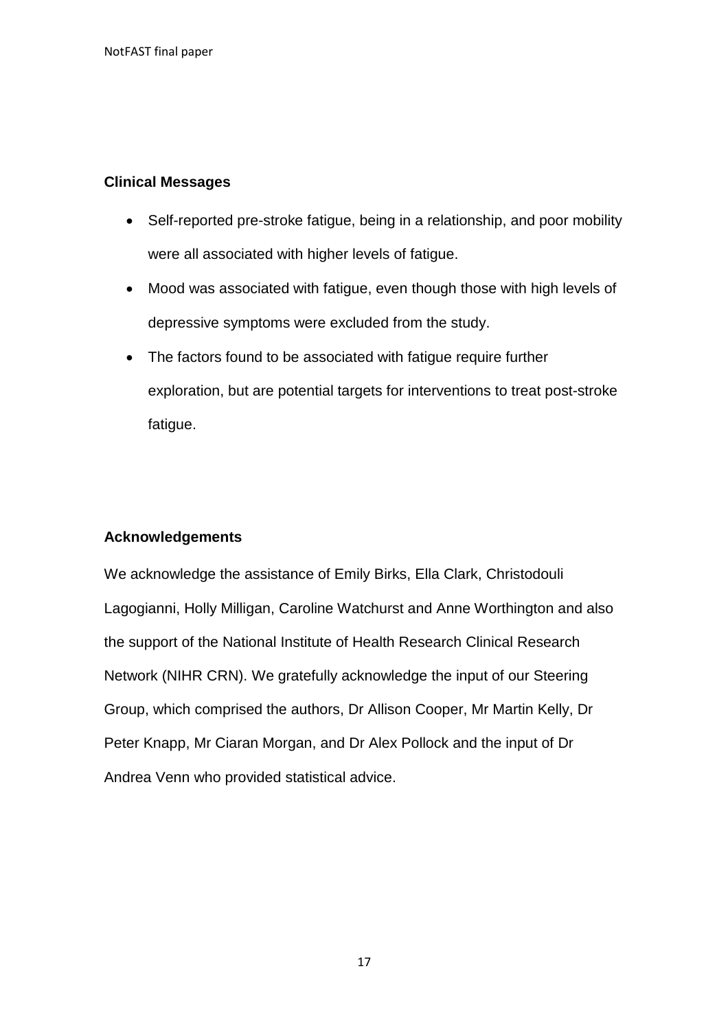## Clinical Messages

- Self-reported pre-stroke fatigue, being in a relationship, and poor mobility were all associated with higher levels of fatigue.
- Mood was associated with fatigue, even though those with high levels of depressive symptoms were excluded from the study.
- The factors found to be associated with fatigue require further exploration, but are potential targets for interventions to treat post-stroke fatigue.

## Acknowledgements

We acknowledge the assistance of Emily Birks, Ella Clark, Christodouli Lagogianni, Holly Milligan, Caroline Watchurst and Anne Worthington and also the support of the National Institute of Health Research Clinical Research Network (NIHR CRN). We gratefully acknowledge the input of our Steering Group, which comprised the authors, Dr Allison Cooper, Mr Martin Kelly, Dr Peter Knapp, Mr Ciaran Morgan, and Dr Alex Pollock and the input of Dr Andrea Venn who provided statistical advice.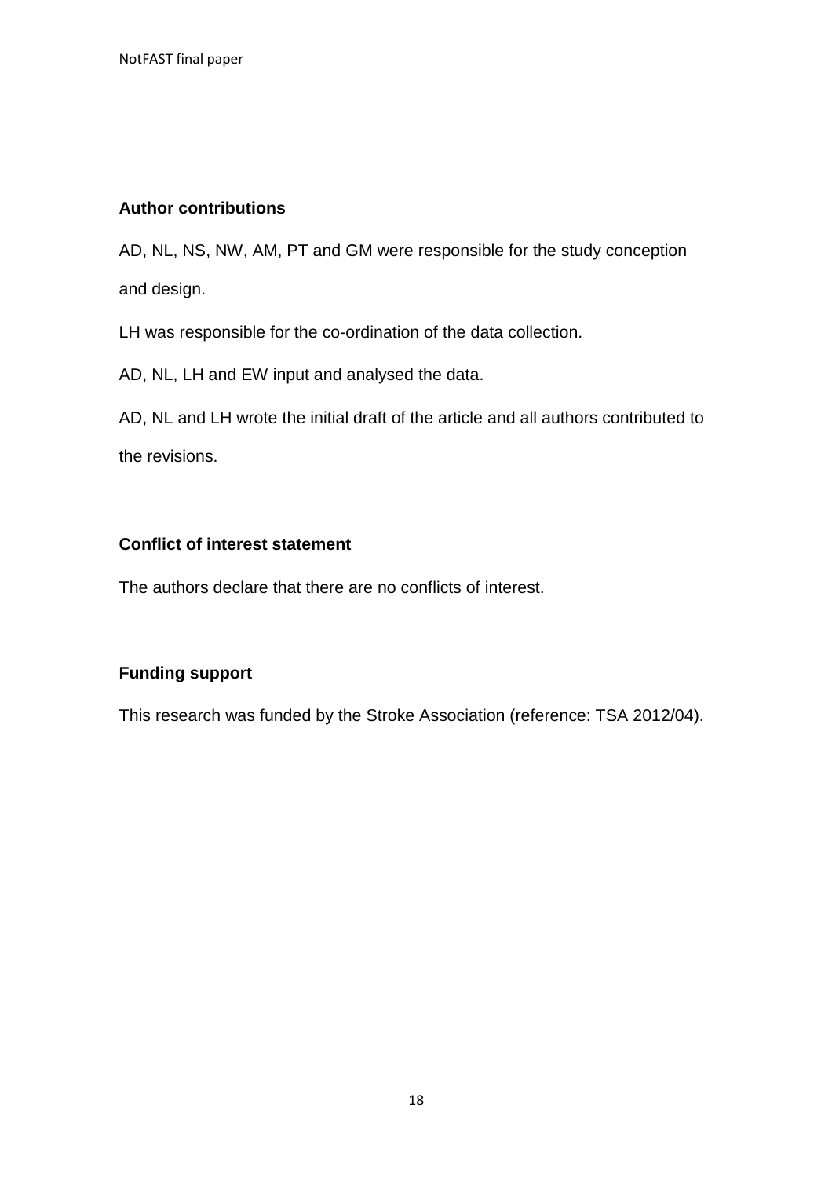## Author contributions

AD, NL, NS, NW, AM, PT and GM were responsible for the study conception and design.

LH was responsible for the co-ordination of the data collection.

AD, NL, LH and EW input and analysed the data.

AD, NL and LH wrote the initial draft of the article and all authors contributed to the revisions.

## Conflict of interest statement

The authors declare that there are no conflicts of interest.

## Funding support

This research was funded by the Stroke Association (reference: TSA 2012/04).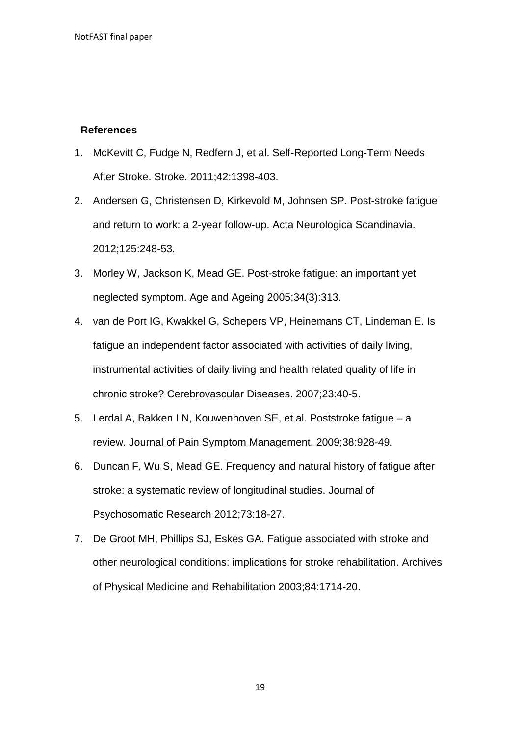## References

1. McKevitt C, Fudge N, Redfern J, et al. Self-Reported Long-Term Needs After Stroke. Stroke. 2011;42:1398-403.
2. Andersen G, Christensen D, Kirkevold M, Johnsen SP. Post-stroke fatigue and return to work: a 2-year follow-up. Acta Neurologica Scandinavia. 2012;125:248-53.
3. Morley W, Jackson K, Mead GE. Post-stroke fatigue: an important yet neglected symptom. Age and Ageing 2005;34(3):313.
4. van de Port IG, Kwakkel G, Schepers VP, Heinemans CT, Lindeman E. Is fatigue an independent factor associated with activities of daily living, instrumental activities of daily living and health related quality of life in chronic stroke? Cerebrovascular Diseases. 2007;23:40-5.
5. Lerdal A, Bakken LN, Kouwenhoven SE, et al. Poststroke fatigue – a review. Journal of Pain Symptom Management. 2009;38:928-49.
6. Duncan F, Wu S, Mead GE. Frequency and natural history of fatigue after stroke: a systematic review of longitudinal studies. Journal of Psychosomatic Research 2012;73:18-27.
7. De Groot MH, Phillips SJ, Eskes GA. Fatigue associated with stroke and other neurological conditions: implications for stroke rehabilitation. Archives of Physical Medicine and Rehabilitation 2003;84:1714-20.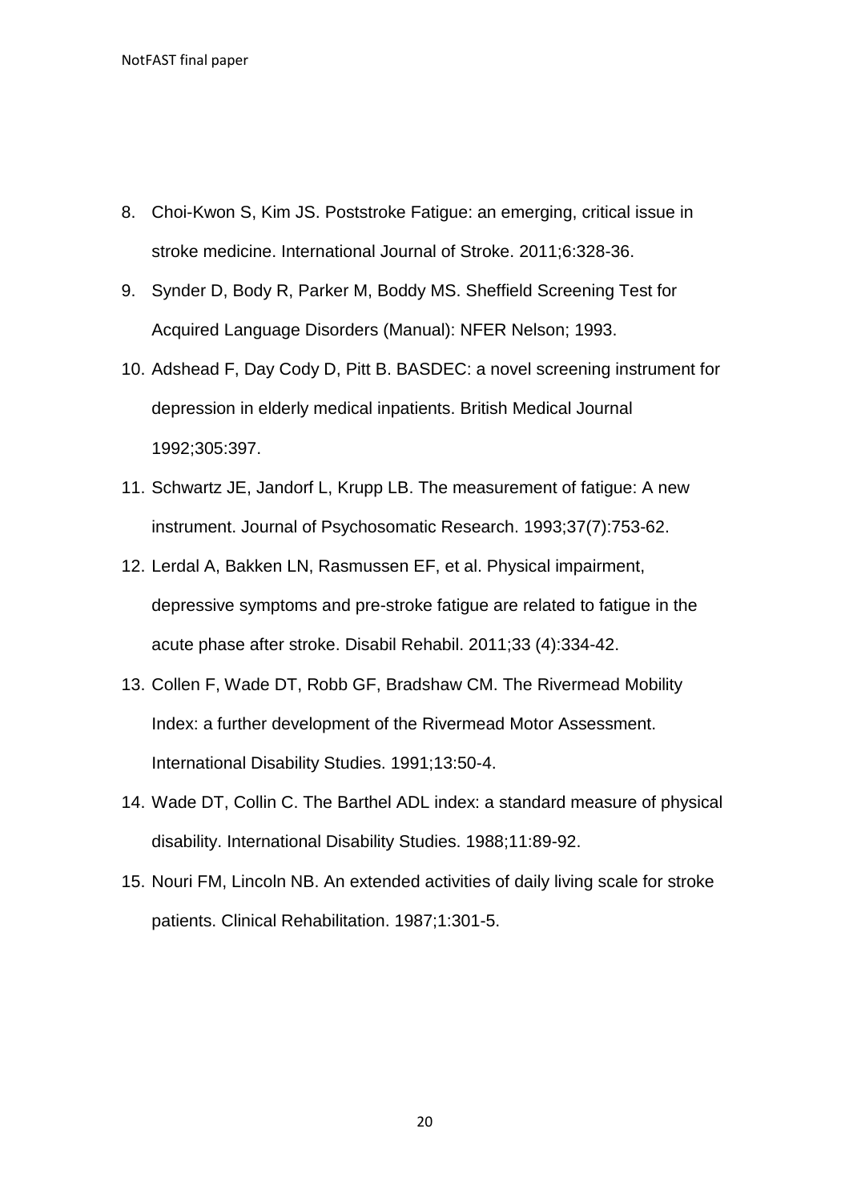8. Choi-Kwon S, Kim JS. Poststroke Fatigue: an emerging, critical issue in stroke medicine. International Journal of Stroke. 2011;6:328-36.
9. Synder D, Body R, Parker M, Boddy MS. Sheffield Screening Test for Acquired Language Disorders (Manual): NFER Nelson; 1993.
10. Adshead F, Day Cody D, Pitt B. BASDEC: a novel screening instrument for depression in elderly medical inpatients. British Medical Journal 1992;305:397.
11. Schwartz JE, Jandorf L, Krupp LB. The measurement of fatigue: A new instrument. Journal of Psychosomatic Research. 1993;37(7):753-62.
12. Lerdal A, Bakken LN, Rasmussen EF, et al. Physical impairment, depressive symptoms and pre-stroke fatigue are related to fatigue in the acute phase after stroke. Disabil Rehabil. 2011;33 (4):334-42.
13. Collen F, Wade DT, Robb GF, Bradshaw CM. The Rivermead Mobility Index: a further development of the Rivermead Motor Assessment. International Disability Studies. 1991;13:50-4.
14. Wade DT, Collin C. The Barthel ADL index: a standard measure of physical disability. International Disability Studies. 1988;11:89-92.
15. Nouri FM, Lincoln NB. An extended activities of daily living scale for stroke patients. Clinical Rehabilitation. 1987;1:301-5.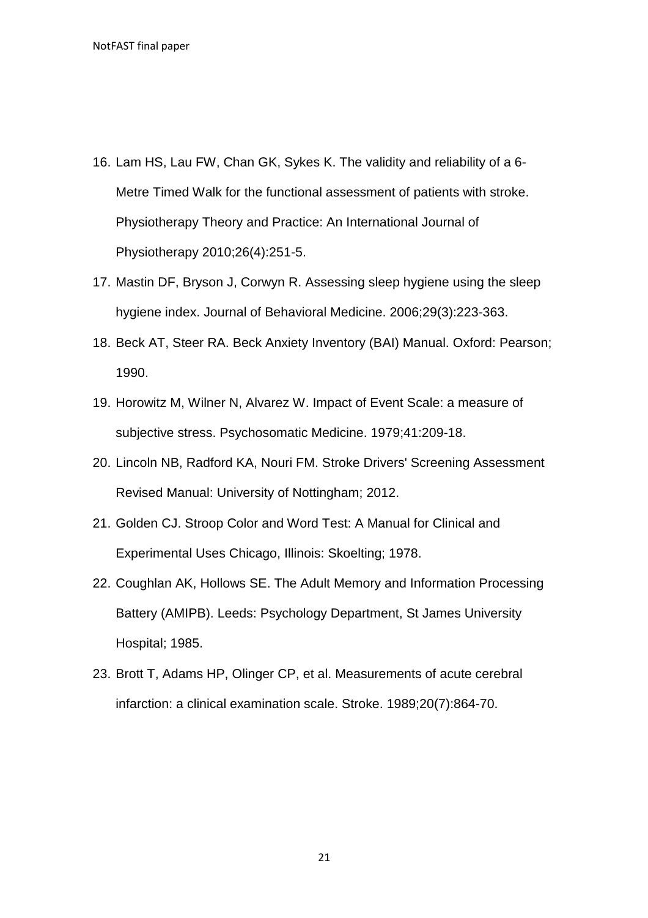16. Lam HS, Lau FW, Chan GK, Sykes K. The validity and reliability of a 6-Metre Timed Walk for the functional assessment of patients with stroke. Physiotherapy Theory and Practice: An International Journal of Physiotherapy 2010;26(4):251-5.
17. Mastin DF, Bryson J, Corwyn R. Assessing sleep hygiene using the sleep hygiene index. Journal of Behavioral Medicine. 2006;29(3):223-363.
18. Beck AT, Steer RA. Beck Anxiety Inventory (BAI) Manual. Oxford: Pearson; 1990.
19. Horowitz M, Wilner N, Alvarez W. Impact of Event Scale: a measure of subjective stress. Psychosomatic Medicine. 1979;41:209-18.
20. Lincoln NB, Radford KA, Nouri FM. Stroke Drivers' Screening Assessment Revised Manual: University of Nottingham; 2012.
21. Golden CJ. Stroop Color and Word Test: A Manual for Clinical and Experimental Uses Chicago, Illinois: Skoelting; 1978.
22. Coughlan AK, Hollows SE. The Adult Memory and Information Processing Battery (AMIPB). Leeds: Psychology Department, St James University Hospital; 1985.
23. Brott T, Adams HP, Olinger CP, et al. Measurements of acute cerebral infarction: a clinical examination scale. Stroke. 1989;20(7):864-70.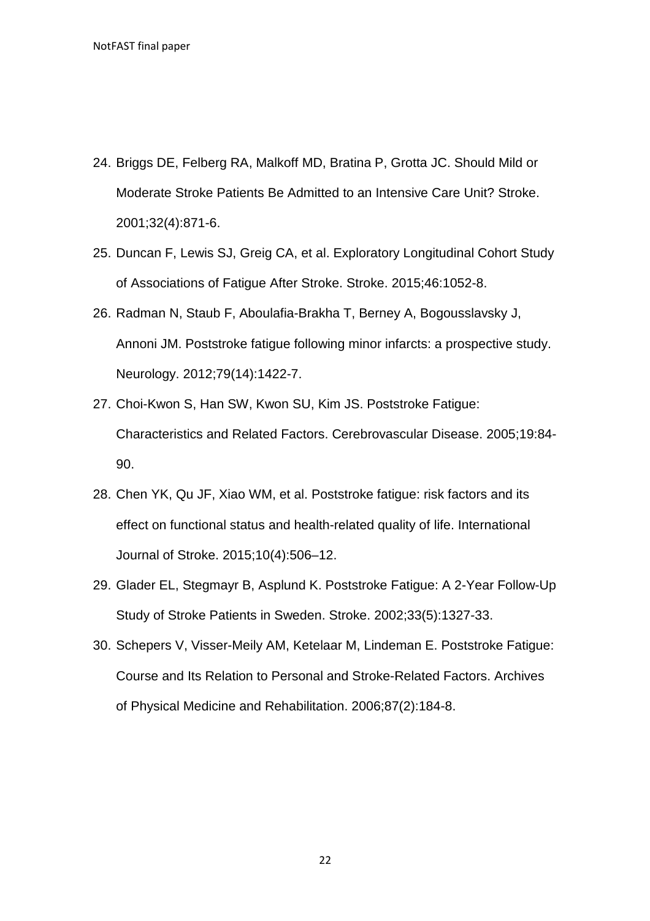24. Briggs DE, Felberg RA, Malkoff MD, Bratina P, Grotta JC. Should Mild or Moderate Stroke Patients Be Admitted to an Intensive Care Unit? Stroke. 2001;32(4):871-6.
25. Duncan F, Lewis SJ, Greig CA, et al. Exploratory Longitudinal Cohort Study of Associations of Fatigue After Stroke. Stroke. 2015;46:1052-8.
26. Radman N, Staub F, Aboulafia-Brakha T, Berney A, Bogousslavsky J, Annoni JM. Poststroke fatigue following minor infarcts: a prospective study. Neurology. 2012;79(14):1422-7.
27. Choi-Kwon S, Han SW, Kwon SU, Kim JS. Poststroke Fatigue: Characteristics and Related Factors. Cerebrovascular Disease. 2005;19:84-90.
28. Chen YK, Qu JF, Xiao WM, et al. Poststroke fatigue: risk factors and its effect on functional status and health-related quality of life. International Journal of Stroke. 2015;10(4):506–12.
29. Glader EL, Stegmayr B, Asplund K. Poststroke Fatigue: A 2-Year Follow-Up Study of Stroke Patients in Sweden. Stroke. 2002;33(5):1327-33.
30. Schepers V, Visser-Meily AM, Ketelaar M, Lindeman E. Poststroke Fatigue: Course and Its Relation to Personal and Stroke-Related Factors. Archives of Physical Medicine and Rehabilitation. 2006;87(2):184-8.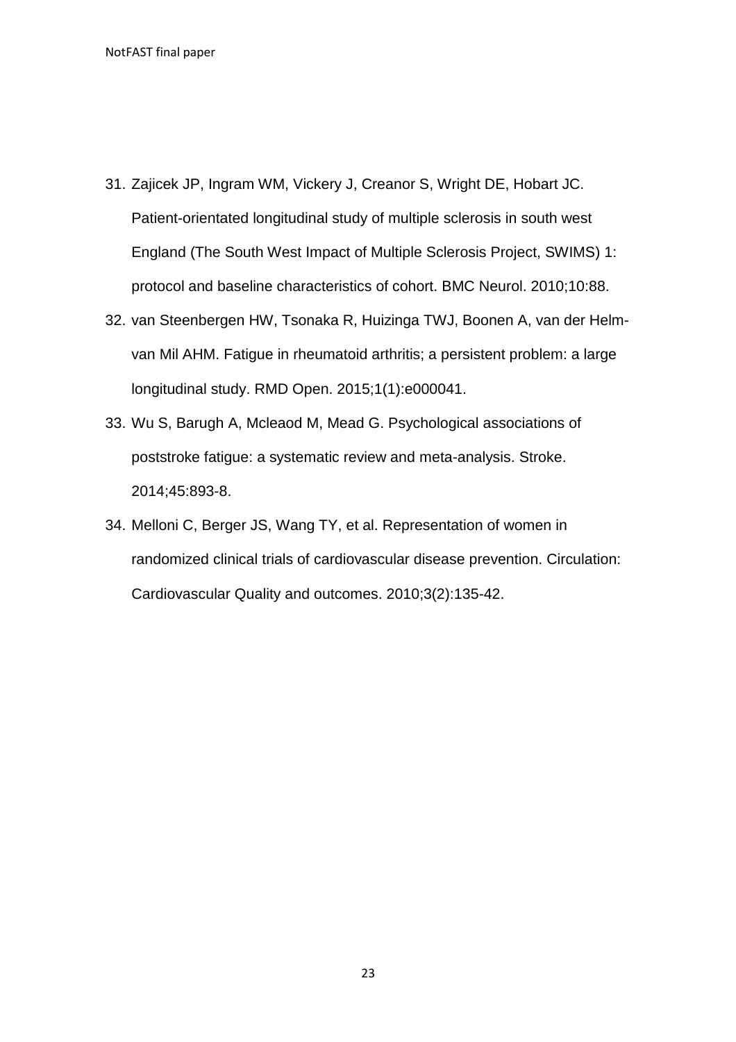31. Zajicek JP, Ingram WM, Vickery J, Creanor S, Wright DE, Hobart JC. Patient-orientated longitudinal study of multiple sclerosis in south west England (The South West Impact of Multiple Sclerosis Project, SWIMS) 1: protocol and baseline characteristics of cohort. BMC Neurol. 2010;10:88.
32. van Steenbergen HW, Tsonaka R, Huizinga TWJ, Boonen A, van der Helm-van Mil AHM. Fatigue in rheumatoid arthritis; a persistent problem: a large longitudinal study. RMD Open. 2015;1(1):e000041.
33. Wu S, Barugh A, Mcleaod M, Mead G. Psychological associations of poststroke fatigue: a systematic review and meta-analysis. Stroke. 2014;45:893-8.
34. Melloni C, Berger JS, Wang TY, et al. Representation of women in randomized clinical trials of cardiovascular disease prevention. Circulation: Cardiovascular Quality and outcomes. 2010;3(2):135-42.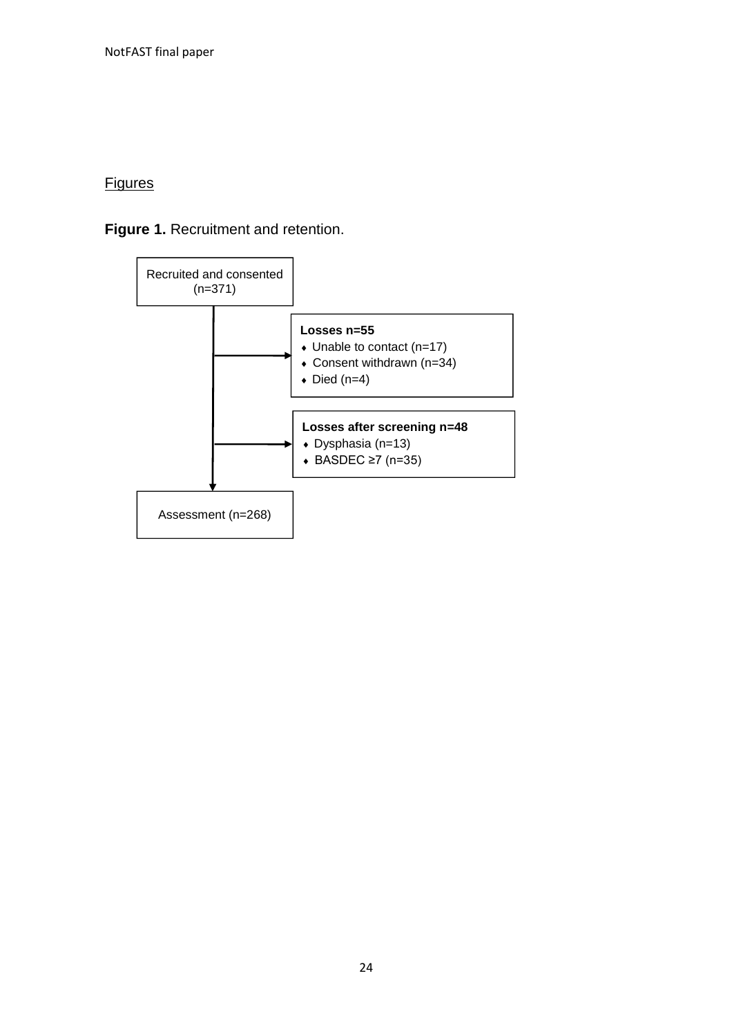## Figures

**Figure 1.** Recruitment and retention.

Recruited and consented (n=371)

**Losses n=55**

- Unable to contact (n=17)
- Consent withdrawn (n=34)
- Died (n=4)

**Losses after screening n=48**

- Dysphasia (n=13)
- BASDEC ≥7 (n=35)

Assessment (n=268)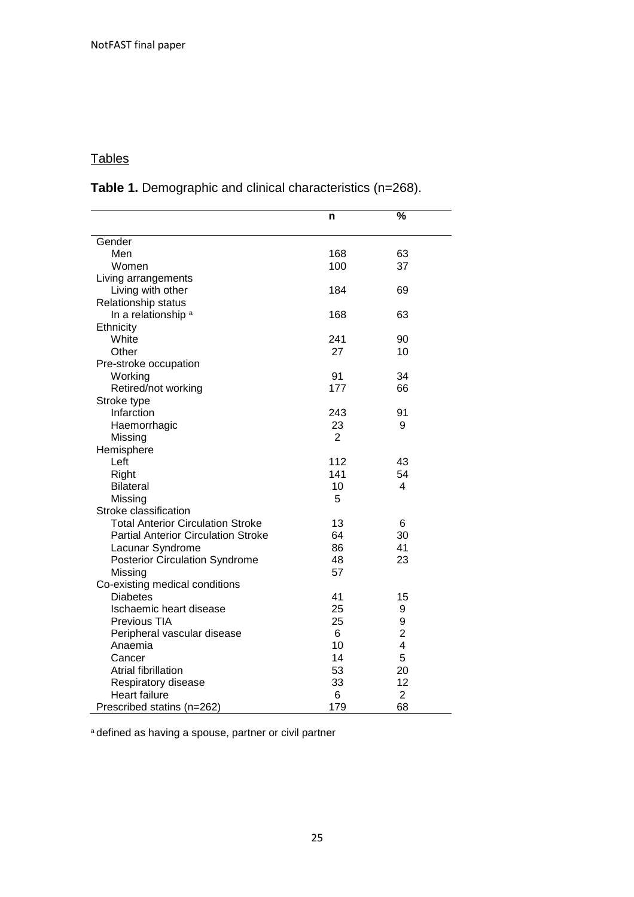## Tables

**Table 1.** Demographic and clinical characteristics (n=268).

| | n | % |
|---|---|---|
| Gender | | |
| Men | 168 | 63 |
| Women | 100 | 37 |
| Living arrangements | | |
| Living with other | 184 | 69 |
| Relationship status | | |
| In a relationship [a] | 168 | 63 |
| Ethnicity | | |
| White | 241 | 90 |
| Other | 27 | 10 |
| Pre-stroke occupation | | |
| Working | 91 | 34 |
| Retired/not working | 177 | 66 |
| Stroke type | | |
| Infarction | 243 | 91 |
| Haemorrhagic | 23 | 9 |
| Missing | 2 | |
| Hemisphere | | |
| Left | 112 | 43 |
| Right | 141 | 54 |
| Bilateral | 10 | 4 |
| Missing | 5 | |
| Stroke classification | | |
| Total Anterior Circulation Stroke | 13 | 6 |
| Partial Anterior Circulation Stroke | 64 | 30 |
| Lacunar Syndrome | 86 | 41 |
| Posterior Circulation Syndrome | 48 | 23 |
| Missing | 57 | |
| Co-existing medical conditions | | |
| Diabetes | 41 | 15 |
| Ischaemic heart disease | 25 | 9 |
| Previous TIA | 25 | 9 |
| Peripheral vascular disease | 6 | 2 |
| Anaemia | 10 | 4 |
| Cancer | 14 | 5 |
| Atrial fibrillation | 53 | 20 |
| Respiratory disease | 33 | 12 |
| Heart failure | 6 | 2 |
| Prescribed statins (n=262) | 179 | 68 |

[a] defined as having a spouse, partner or civil partner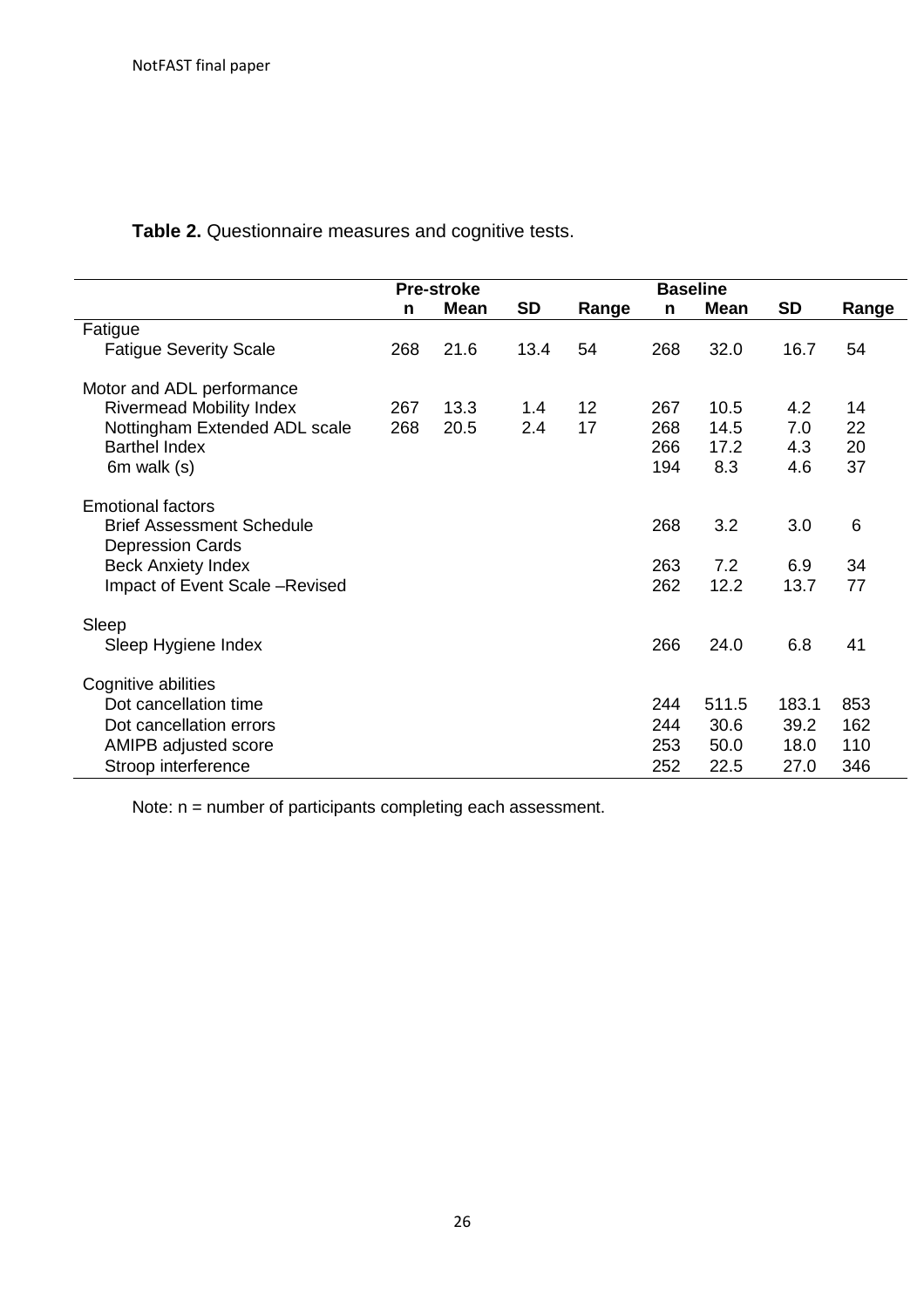**Table 2.** Questionnaire measures and cognitive tests.

| | Pre-stroke | | | | Baseline | | | |
|---|---|---|---|---|---|---|---|---|
| | n | Mean | SD | Range | n | Mean | SD | Range |
| Fatigue | | | | | | | | |
| Fatigue Severity Scale | 268 | 21.6 | 13.4 | 54 | 268 | 32.0 | 16.7 | 54 |
| Motor and ADL performance | | | | | | | | |
| Rivermead Mobility Index | 267 | 13.3 | 1.4 | 12 | 267 | 10.5 | 4.2 | 14 |
| Nottingham Extended ADL scale | 268 | 20.5 | 2.4 | 17 | 268 | 14.5 | 7.0 | 22 |
| Barthel Index | | | | | 266 | 17.2 | 4.3 | 20 |
| 6m walk (s) | | | | | 194 | 8.3 | 4.6 | 37 |
| Emotional factors | | | | | | | | |
| Brief Assessment Schedule Depression Cards | | | | | 268 | 3.2 | 3.0 | 6 |
| Beck Anxiety Index | | | | | 263 | 7.2 | 6.9 | 34 |
| Impact of Event Scale –Revised | | | | | 262 | 12.2 | 13.7 | 77 |
| Sleep | | | | | | | | |
| Sleep Hygiene Index | | | | | 266 | 24.0 | 6.8 | 41 |
| Cognitive abilities | | | | | | | | |
| Dot cancellation time | | | | | 244 | 511.5 | 183.1 | 853 |
| Dot cancellation errors | | | | | 244 | 30.6 | 39.2 | 162 |
| AMIPB adjusted score | | | | | 253 | 50.0 | 18.0 | 110 |
| Stroop interference | | | | | 252 | 22.5 | 27.0 | 346 |

Note: n = number of participants completing each assessment.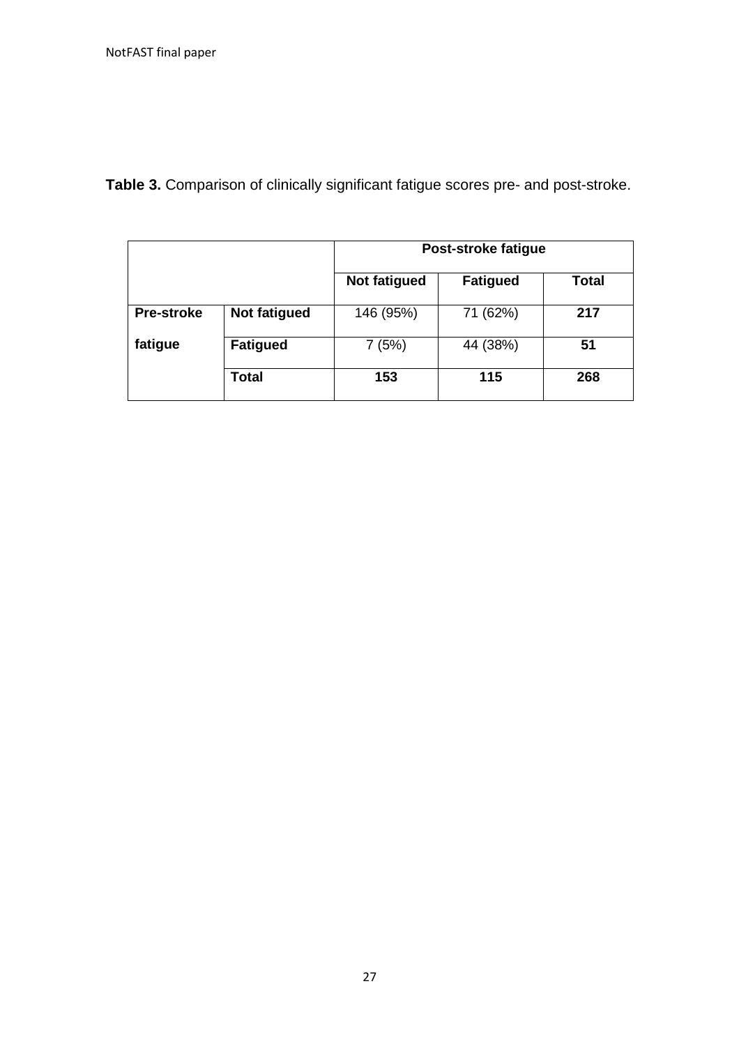**Table 3.** Comparison of clinically significant fatigue scores pre- and post-stroke.

| | | Post-stroke fatigue | | |
|---|---|---|---|---|
| | | **Not fatigued** | **Fatigued** | **Total** |
| **Pre-stroke fatigue** | **Not fatigued** | 146 (95%) | 71 (62%) | **217** |
| | **Fatigued** | 7 (5%) | 44 (38%) | **51** |
| | **Total** | **153** | **115** | **268** |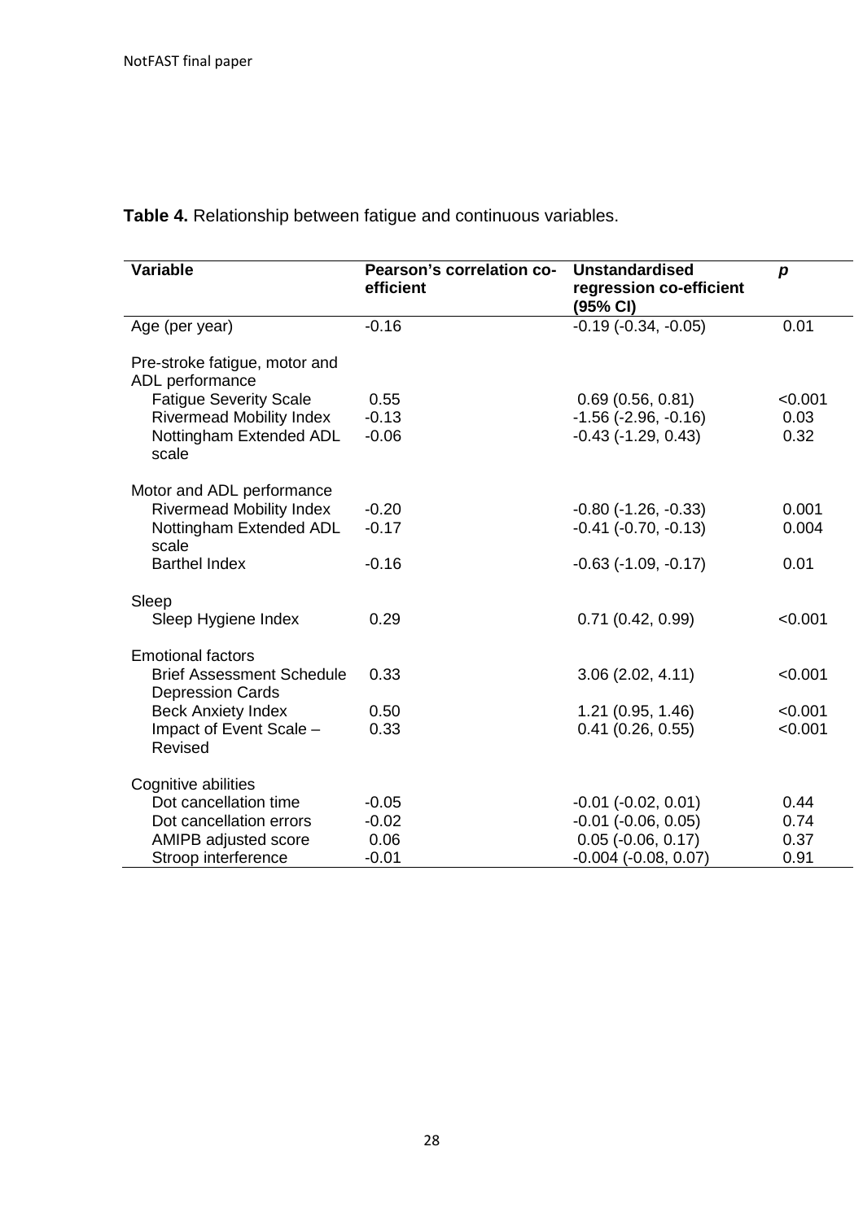**Table 4.** Relationship between fatigue and continuous variables.

| Variable | Pearson's correlation co-efficient | Unstandardised regression co-efficient (95% CI) | *p* |
|---|---|---|---|
| Age (per year) | -0.16 | -0.19 (-0.34, -0.05) | 0.01 |
| Pre-stroke fatigue, motor and ADL performance | | | |
| Fatigue Severity Scale | 0.55 | 0.69 (0.56, 0.81) | <0.001 |
| Rivermead Mobility Index | -0.13 | -1.56 (-2.96, -0.16) | 0.03 |
| Nottingham Extended ADL scale | -0.06 | -0.43 (-1.29, 0.43) | 0.32 |
| Motor and ADL performance | | | |
| Rivermead Mobility Index | -0.20 | -0.80 (-1.26, -0.33) | 0.001 |
| Nottingham Extended ADL scale | -0.17 | -0.41 (-0.70, -0.13) | 0.004 |
| Barthel Index | -0.16 | -0.63 (-1.09, -0.17) | 0.01 |
| Sleep | | | |
| Sleep Hygiene Index | 0.29 | 0.71 (0.42, 0.99) | <0.001 |
| Emotional factors | | | |
| Brief Assessment Schedule Depression Cards | 0.33 | 3.06 (2.02, 4.11) | <0.001 |
| Beck Anxiety Index | 0.50 | 1.21 (0.95, 1.46) | <0.001 |
| Impact of Event Scale – Revised | 0.33 | 0.41 (0.26, 0.55) | <0.001 |
| Cognitive abilities | | | |
| Dot cancellation time | -0.05 | -0.01 (-0.02, 0.01) | 0.44 |
| Dot cancellation errors | -0.02 | -0.01 (-0.06, 0.05) | 0.74 |
| AMIPB adjusted score | 0.06 | 0.05 (-0.06, 0.17) | 0.37 |
| Stroop interference | -0.01 | -0.004 (-0.08, 0.07) | 0.91 |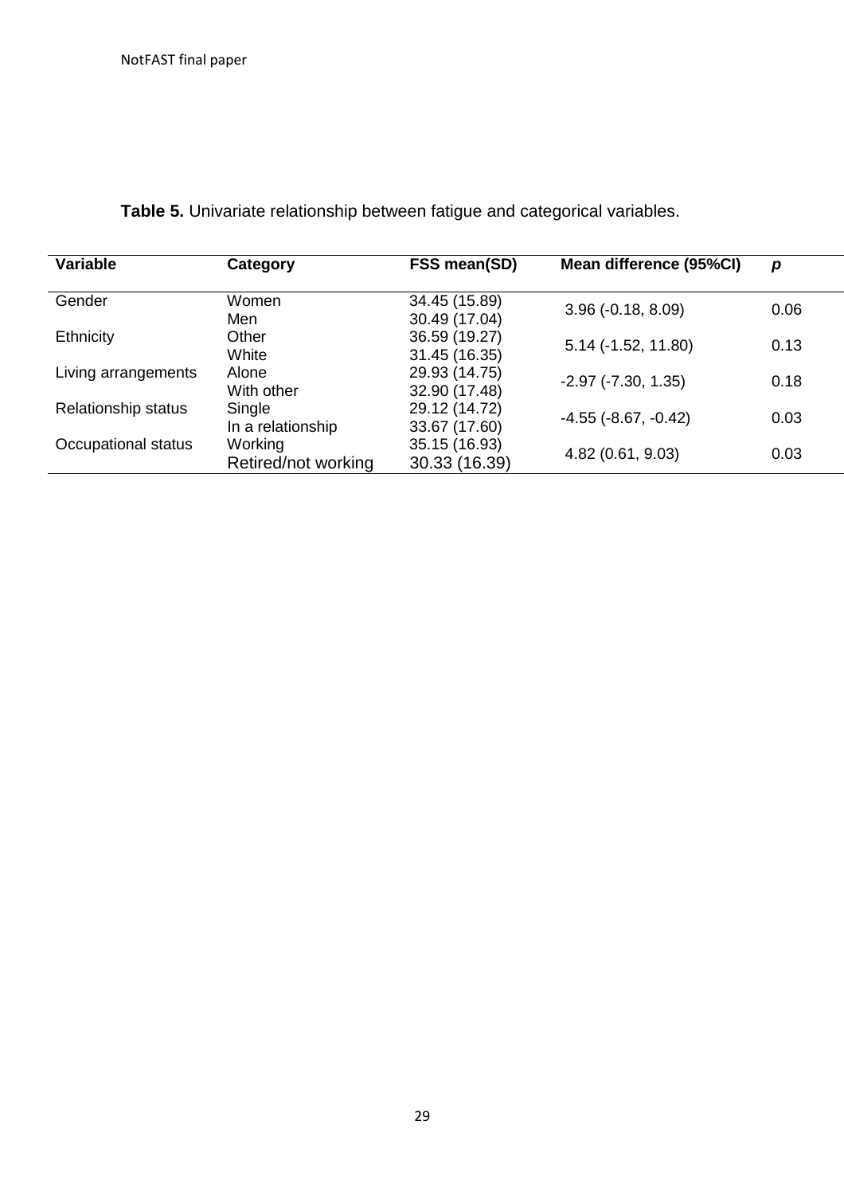**Table 5.** Univariate relationship between fatigue and categorical variables.

| Variable | Category | FSS mean(SD) | Mean difference (95%CI) | *p* |
|---|---|---|---|---|
| Gender | Women | 34.45 (15.89) | 3.96 (-0.18, 8.09) | 0.06 |
| | Men | 30.49 (17.04) | | |
| Ethnicity | Other | 36.59 (19.27) | 5.14 (-1.52, 11.80) | 0.13 |
| | White | 31.45 (16.35) | | |
| Living arrangements | Alone | 29.93 (14.75) | -2.97 (-7.30, 1.35) | 0.18 |
| | With other | 32.90 (17.48) | | |
| Relationship status | Single | 29.12 (14.72) | -4.55 (-8.67, -0.42) | 0.03 |
| | In a relationship | 33.67 (17.60) | | |
| Occupational status | Working | 35.15 (16.93) | 4.82 (0.61, 9.03) | 0.03 |
| | Retired/not working | 30.33 (16.39) | | |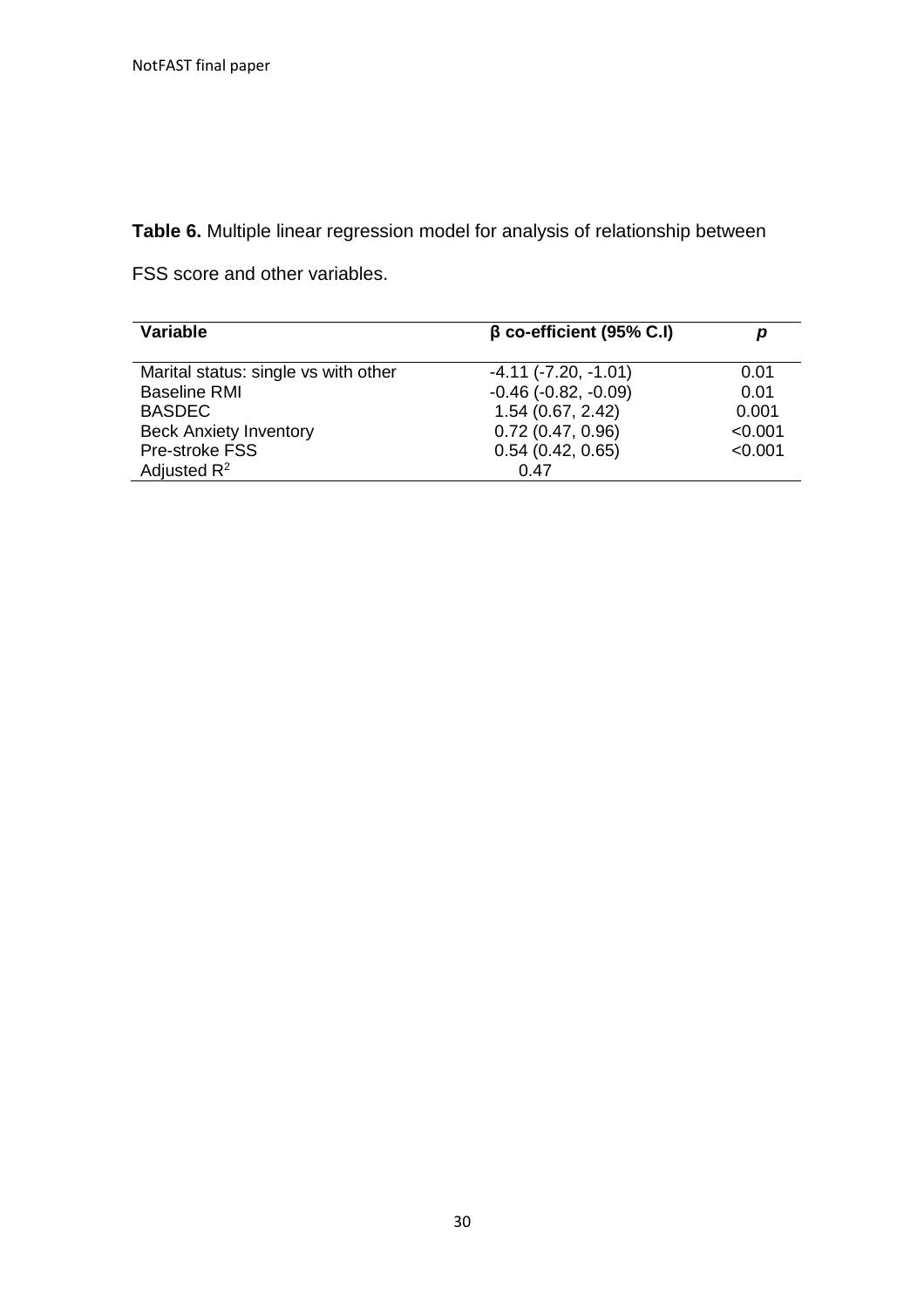**Table 6.** Multiple linear regression model for analysis of relationship between FSS score and other variables.

| Variable | β co-efficient (95% C.I) | *p* |
|---|---|---|
| Marital status: single vs with other | -4.11 (-7.20, -1.01) | 0.01 |
| Baseline RMI | -0.46 (-0.82, -0.09) | 0.01 |
| BASDEC | 1.54 (0.67, 2.42) | 0.001 |
| Beck Anxiety Inventory | 0.72 (0.47, 0.96) | <0.001 |
| Pre-stroke FSS | 0.54 (0.42, 0.65) | <0.001 |
| Adjusted $R^2$ | 0.47 | |